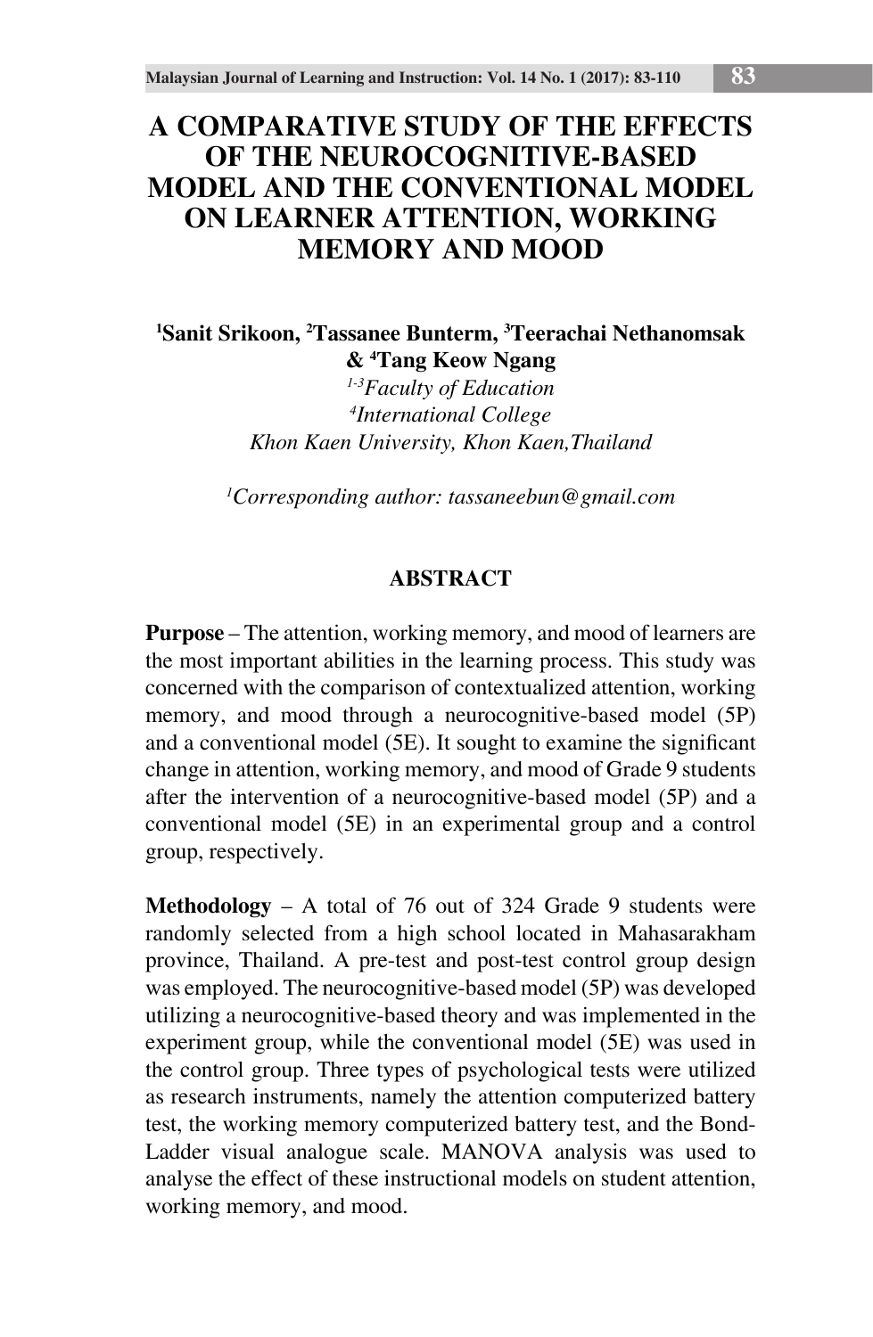# A COMPARATIVE STUDY OF THE EFFECTS OF THE NEUROCOGNITIVE-BASED MODEL AND THE CONVENTIONAL MODEL ON LEARNER ATTENTION, WORKING MEMORY AND MOOD

**[1]Sanit Srikoon, [2]Tassanee Bunterm, [3]Teerachai Nethanomsak & [4]Tang Keow Ngang**

*[1-3]Faculty of Education*
*[4]International College*
*Khon Kaen University, Khon Kaen,Thailand*

*[1]Corresponding author: tassaneebun@gmail.com*

## ABSTRACT

**Purpose** – The attention, working memory, and mood of learners are the most important abilities in the learning process. This study was concerned with the comparison of contextualized attention, working memory, and mood through a neurocognitive-based model (5P) and a conventional model (5E). It sought to examine the significant change in attention, working memory, and mood of Grade 9 students after the intervention of a neurocognitive-based model (5P) and a conventional model (5E) in an experimental group and a control group, respectively.

**Methodology** – A total of 76 out of 324 Grade 9 students were randomly selected from a high school located in Mahasarakham province, Thailand. A pre-test and post-test control group design was employed. The neurocognitive-based model (5P) was developed utilizing a neurocognitive-based theory and was implemented in the experiment group, while the conventional model (5E) was used in the control group. Three types of psychological tests were utilized as research instruments, namely the attention computerized battery test, the working memory computerized battery test, and the Bond-Ladder visual analogue scale. MANOVA analysis was used to analyse the effect of these instructional models on student attention, working memory, and mood.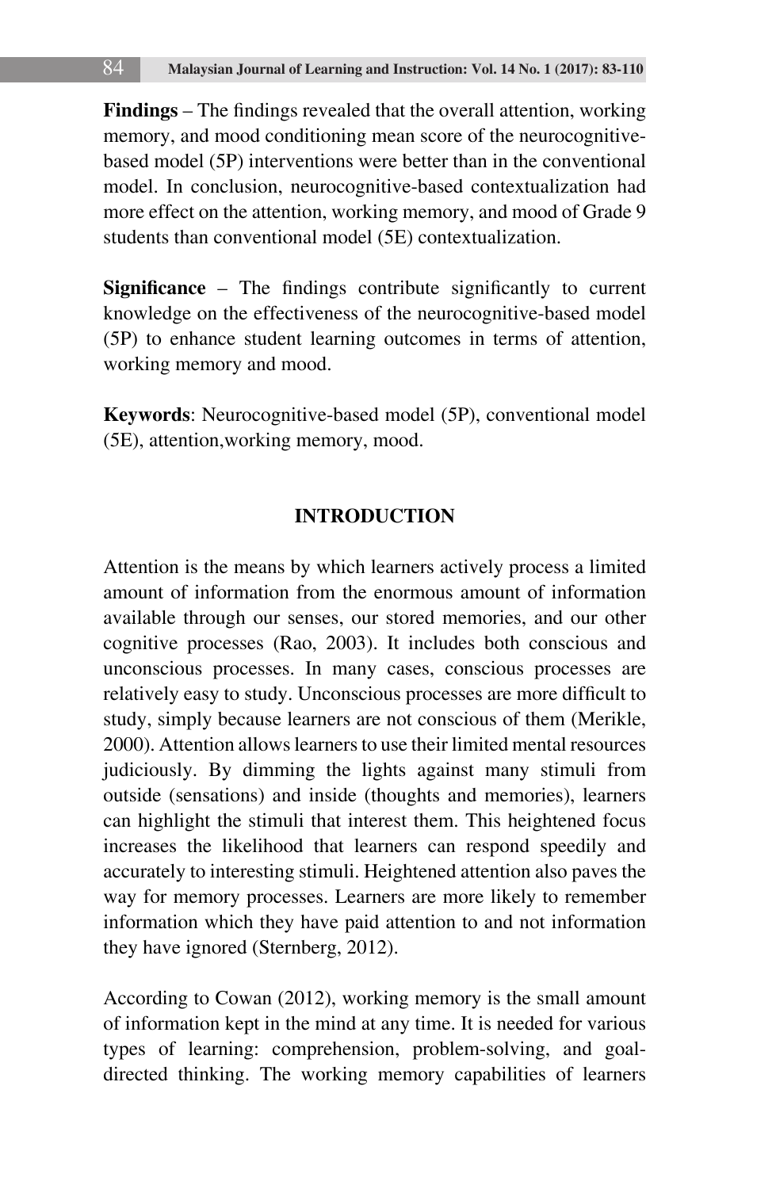**Findings** – The findings revealed that the overall attention, working memory, and mood conditioning mean score of the neurocognitive-based model (5P) interventions were better than in the conventional model. In conclusion, neurocognitive-based contextualization had more effect on the attention, working memory, and mood of Grade 9 students than conventional model (5E) contextualization.

**Significance** – The findings contribute significantly to current knowledge on the effectiveness of the neurocognitive-based model (5P) to enhance student learning outcomes in terms of attention, working memory and mood.

**Keywords**: Neurocognitive-based model (5P), conventional model (5E), attention,working memory, mood.

## INTRODUCTION

Attention is the means by which learners actively process a limited amount of information from the enormous amount of information available through our senses, our stored memories, and our other cognitive processes (Rao, 2003). It includes both conscious and unconscious processes. In many cases, conscious processes are relatively easy to study. Unconscious processes are more difficult to study, simply because learners are not conscious of them (Merikle, 2000). Attention allows learners to use their limited mental resources judiciously. By dimming the lights against many stimuli from outside (sensations) and inside (thoughts and memories), learners can highlight the stimuli that interest them. This heightened focus increases the likelihood that learners can respond speedily and accurately to interesting stimuli. Heightened attention also paves the way for memory processes. Learners are more likely to remember information which they have paid attention to and not information they have ignored (Sternberg, 2012).

According to Cowan (2012), working memory is the small amount of information kept in the mind at any time. It is needed for various types of learning: comprehension, problem-solving, and goal-directed thinking. The working memory capabilities of learners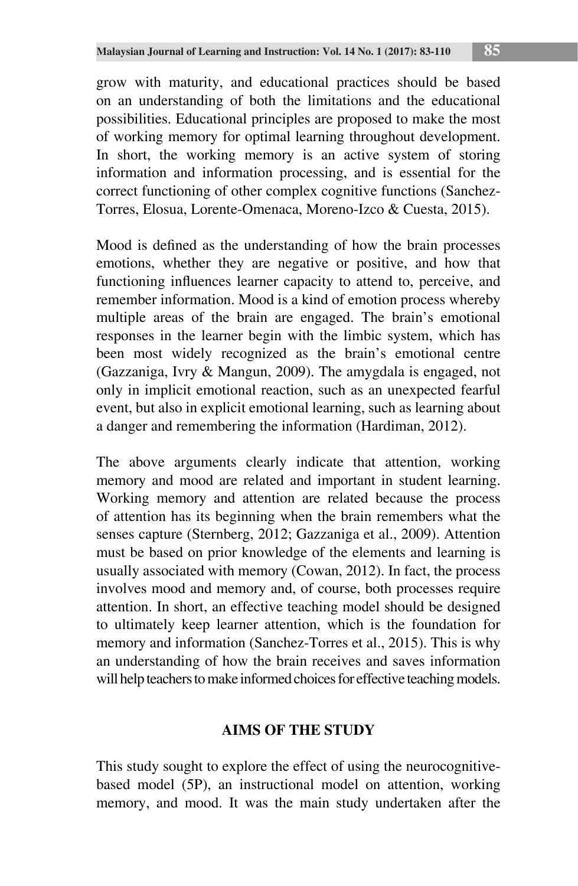grow with maturity, and educational practices should be based on an understanding of both the limitations and the educational possibilities. Educational principles are proposed to make the most of working memory for optimal learning throughout development. In short, the working memory is an active system of storing information and information processing, and is essential for the correct functioning of other complex cognitive functions (Sanchez-Torres, Elosua, Lorente-Omenaca, Moreno-Izco & Cuesta, 2015).

Mood is defined as the understanding of how the brain processes emotions, whether they are negative or positive, and how that functioning influences learner capacity to attend to, perceive, and remember information. Mood is a kind of emotion process whereby multiple areas of the brain are engaged. The brain's emotional responses in the learner begin with the limbic system, which has been most widely recognized as the brain's emotional centre (Gazzaniga, Ivry & Mangun, 2009). The amygdala is engaged, not only in implicit emotional reaction, such as an unexpected fearful event, but also in explicit emotional learning, such as learning about a danger and remembering the information (Hardiman, 2012).

The above arguments clearly indicate that attention, working memory and mood are related and important in student learning. Working memory and attention are related because the process of attention has its beginning when the brain remembers what the senses capture (Sternberg, 2012; Gazzaniga et al., 2009). Attention must be based on prior knowledge of the elements and learning is usually associated with memory (Cowan, 2012). In fact, the process involves mood and memory and, of course, both processes require attention. In short, an effective teaching model should be designed to ultimately keep learner attention, which is the foundation for memory and information (Sanchez-Torres et al., 2015). This is why an understanding of how the brain receives and saves information will help teachers to make informed choices for effective teaching models.

## AIMS OF THE STUDY

This study sought to explore the effect of using the neurocognitive-based model (5P), an instructional model on attention, working memory, and mood. It was the main study undertaken after the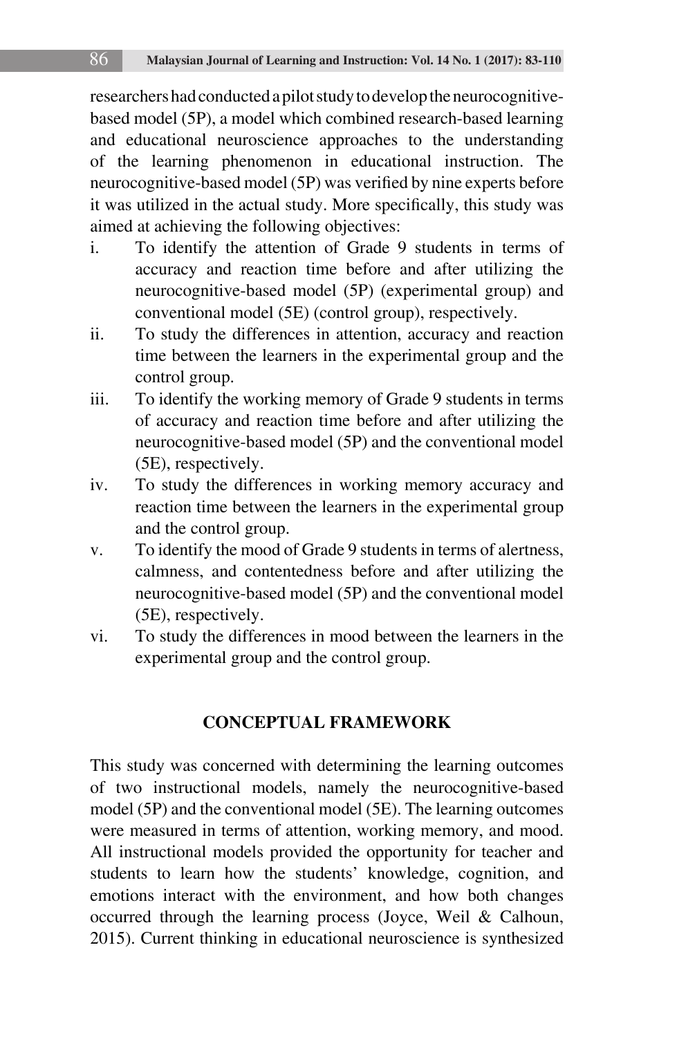researchers had conducted a pilot study to develop the neurocognitive-based model (5P), a model which combined research-based learning and educational neuroscience approaches to the understanding of the learning phenomenon in educational instruction. The neurocognitive-based model (5P) was verified by nine experts before it was utilized in the actual study. More specifically, this study was aimed at achieving the following objectives:

i. To identify the attention of Grade 9 students in terms of accuracy and reaction time before and after utilizing the neurocognitive-based model (5P) (experimental group) and conventional model (5E) (control group), respectively.
ii. To study the differences in attention, accuracy and reaction time between the learners in the experimental group and the control group.
iii. To identify the working memory of Grade 9 students in terms of accuracy and reaction time before and after utilizing the neurocognitive-based model (5P) and the conventional model (5E), respectively.
iv. To study the differences in working memory accuracy and reaction time between the learners in the experimental group and the control group.
v. To identify the mood of Grade 9 students in terms of alertness, calmness, and contentedness before and after utilizing the neurocognitive-based model (5P) and the conventional model (5E), respectively.
vi. To study the differences in mood between the learners in the experimental group and the control group.

## CONCEPTUAL FRAMEWORK

This study was concerned with determining the learning outcomes of two instructional models, namely the neurocognitive-based model (5P) and the conventional model (5E). The learning outcomes were measured in terms of attention, working memory, and mood. All instructional models provided the opportunity for teacher and students to learn how the students' knowledge, cognition, and emotions interact with the environment, and how both changes occurred through the learning process (Joyce, Weil & Calhoun, 2015). Current thinking in educational neuroscience is synthesized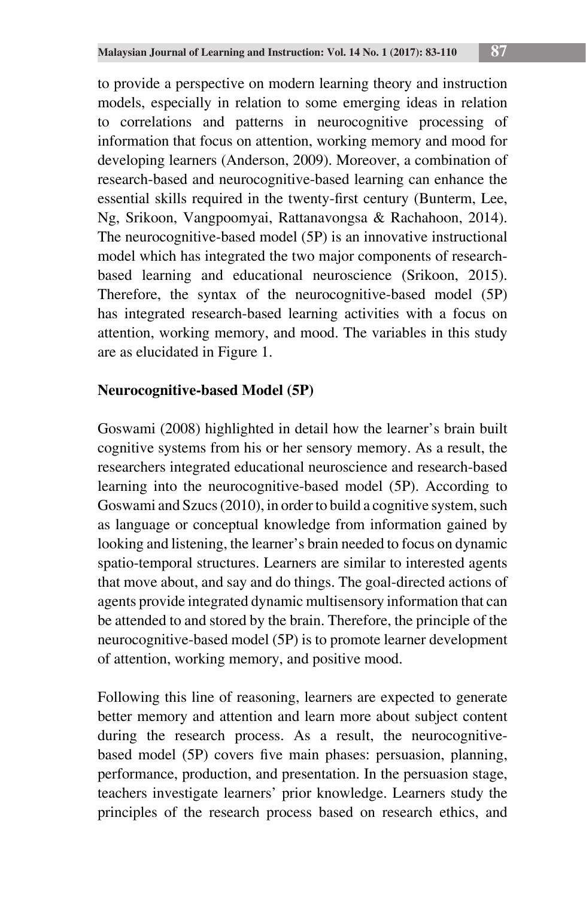to provide a perspective on modern learning theory and instruction models, especially in relation to some emerging ideas in relation to correlations and patterns in neurocognitive processing of information that focus on attention, working memory and mood for developing learners (Anderson, 2009). Moreover, a combination of research-based and neurocognitive-based learning can enhance the essential skills required in the twenty-first century (Bunterm, Lee, Ng, Srikoon, Vangpoomyai, Rattanavongsa & Rachahoon, 2014). The neurocognitive-based model (5P) is an innovative instructional model which has integrated the two major components of research-based learning and educational neuroscience (Srikoon, 2015). Therefore, the syntax of the neurocognitive-based model (5P) has integrated research-based learning activities with a focus on attention, working memory, and mood. The variables in this study are as elucidated in Figure 1.

## Neurocognitive-based Model (5P)

Goswami (2008) highlighted in detail how the learner's brain built cognitive systems from his or her sensory memory. As a result, the researchers integrated educational neuroscience and research-based learning into the neurocognitive-based model (5P). According to Goswami and Szucs (2010), in order to build a cognitive system, such as language or conceptual knowledge from information gained by looking and listening, the learner's brain needed to focus on dynamic spatio-temporal structures. Learners are similar to interested agents that move about, and say and do things. The goal-directed actions of agents provide integrated dynamic multisensory information that can be attended to and stored by the brain. Therefore, the principle of the neurocognitive-based model (5P) is to promote learner development of attention, working memory, and positive mood.

Following this line of reasoning, learners are expected to generate better memory and attention and learn more about subject content during the research process. As a result, the neurocognitive-based model (5P) covers five main phases: persuasion, planning, performance, production, and presentation. In the persuasion stage, teachers investigate learners' prior knowledge. Learners study the principles of the research process based on research ethics, and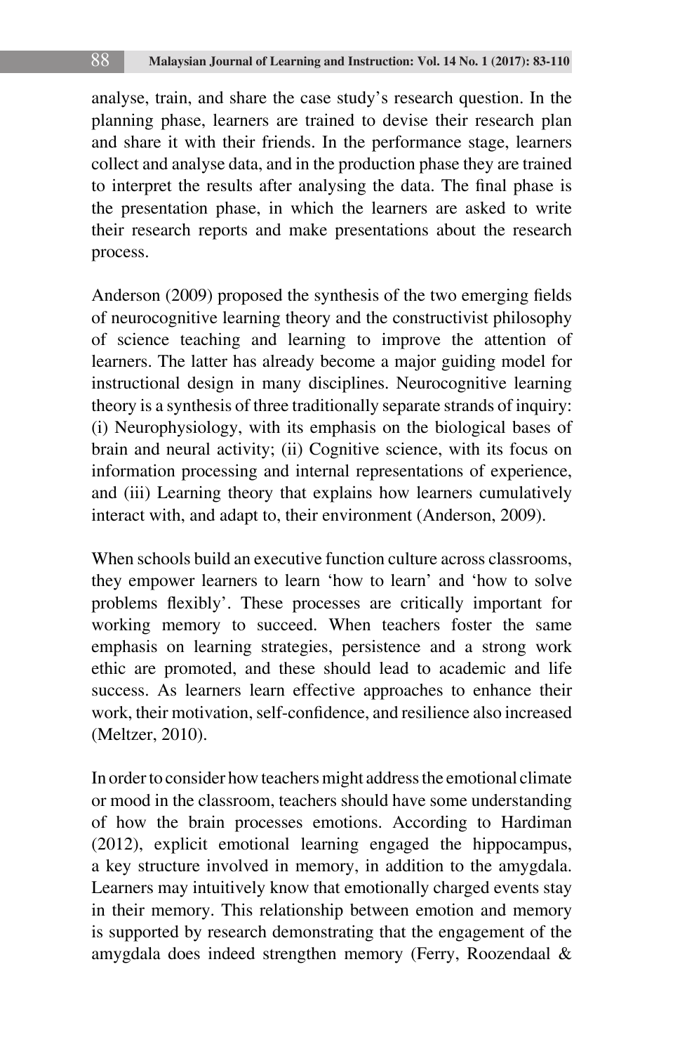analyse, train, and share the case study's research question. In the planning phase, learners are trained to devise their research plan and share it with their friends. In the performance stage, learners collect and analyse data, and in the production phase they are trained to interpret the results after analysing the data. The final phase is the presentation phase, in which the learners are asked to write their research reports and make presentations about the research process.

Anderson (2009) proposed the synthesis of the two emerging fields of neurocognitive learning theory and the constructivist philosophy of science teaching and learning to improve the attention of learners. The latter has already become a major guiding model for instructional design in many disciplines. Neurocognitive learning theory is a synthesis of three traditionally separate strands of inquiry: (i) Neurophysiology, with its emphasis on the biological bases of brain and neural activity; (ii) Cognitive science, with its focus on information processing and internal representations of experience, and (iii) Learning theory that explains how learners cumulatively interact with, and adapt to, their environment (Anderson, 2009).

When schools build an executive function culture across classrooms, they empower learners to learn 'how to learn' and 'how to solve problems flexibly'. These processes are critically important for working memory to succeed. When teachers foster the same emphasis on learning strategies, persistence and a strong work ethic are promoted, and these should lead to academic and life success. As learners learn effective approaches to enhance their work, their motivation, self-confidence, and resilience also increased (Meltzer, 2010).

In order to consider how teachers might address the emotional climate or mood in the classroom, teachers should have some understanding of how the brain processes emotions. According to Hardiman (2012), explicit emotional learning engaged the hippocampus, a key structure involved in memory, in addition to the amygdala. Learners may intuitively know that emotionally charged events stay in their memory. This relationship between emotion and memory is supported by research demonstrating that the engagement of the amygdala does indeed strengthen memory (Ferry, Roozendaal &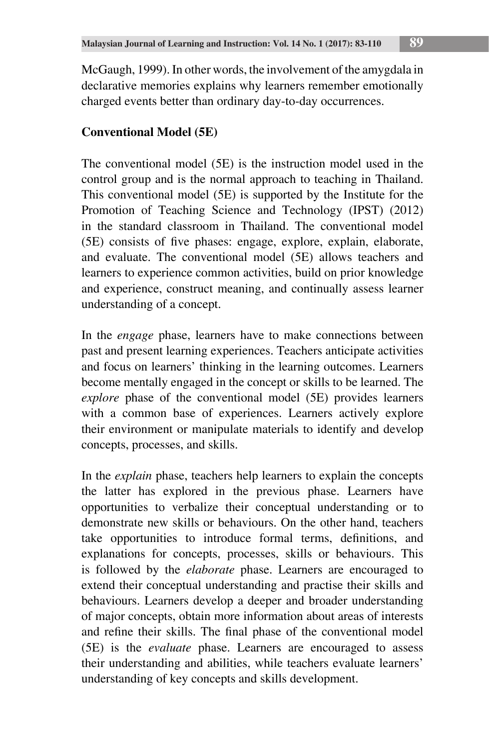McGaugh, 1999). In other words, the involvement of the amygdala in declarative memories explains why learners remember emotionally charged events better than ordinary day-to-day occurrences.

### Conventional Model (5E)

The conventional model (5E) is the instruction model used in the control group and is the normal approach to teaching in Thailand. This conventional model (5E) is supported by the Institute for the Promotion of Teaching Science and Technology (IPST) (2012) in the standard classroom in Thailand. The conventional model (5E) consists of five phases: engage, explore, explain, elaborate, and evaluate. The conventional model (5E) allows teachers and learners to experience common activities, build on prior knowledge and experience, construct meaning, and continually assess learner understanding of a concept.

In the *engage* phase, learners have to make connections between past and present learning experiences. Teachers anticipate activities and focus on learners' thinking in the learning outcomes. Learners become mentally engaged in the concept or skills to be learned. The *explore* phase of the conventional model (5E) provides learners with a common base of experiences. Learners actively explore their environment or manipulate materials to identify and develop concepts, processes, and skills.

In the *explain* phase, teachers help learners to explain the concepts the latter has explored in the previous phase. Learners have opportunities to verbalize their conceptual understanding or to demonstrate new skills or behaviours. On the other hand, teachers take opportunities to introduce formal terms, definitions, and explanations for concepts, processes, skills or behaviours. This is followed by the *elaborate* phase. Learners are encouraged to extend their conceptual understanding and practise their skills and behaviours. Learners develop a deeper and broader understanding of major concepts, obtain more information about areas of interests and refine their skills. The final phase of the conventional model (5E) is the *evaluate* phase. Learners are encouraged to assess their understanding and abilities, while teachers evaluate learners' understanding of key concepts and skills development.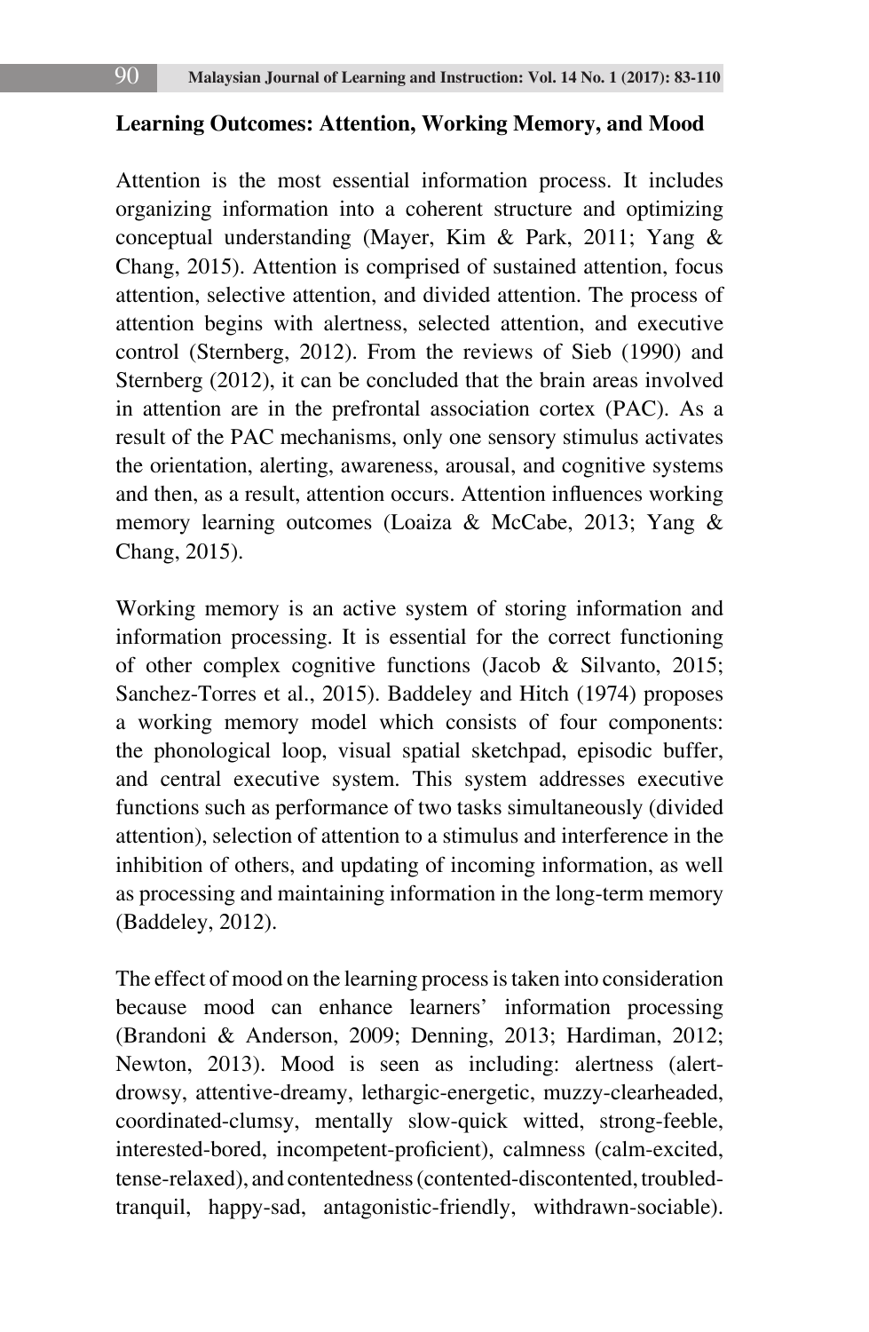**Learning Outcomes: Attention, Working Memory, and Mood**

Attention is the most essential information process. It includes organizing information into a coherent structure and optimizing conceptual understanding (Mayer, Kim & Park, 2011; Yang & Chang, 2015). Attention is comprised of sustained attention, focus attention, selective attention, and divided attention. The process of attention begins with alertness, selected attention, and executive control (Sternberg, 2012). From the reviews of Sieb (1990) and Sternberg (2012), it can be concluded that the brain areas involved in attention are in the prefrontal association cortex (PAC). As a result of the PAC mechanisms, only one sensory stimulus activates the orientation, alerting, awareness, arousal, and cognitive systems and then, as a result, attention occurs. Attention influences working memory learning outcomes (Loaiza & McCabe, 2013; Yang & Chang, 2015).

Working memory is an active system of storing information and information processing. It is essential for the correct functioning of other complex cognitive functions (Jacob & Silvanto, 2015; Sanchez-Torres et al., 2015). Baddeley and Hitch (1974) proposes a working memory model which consists of four components: the phonological loop, visual spatial sketchpad, episodic buffer, and central executive system. This system addresses executive functions such as performance of two tasks simultaneously (divided attention), selection of attention to a stimulus and interference in the inhibition of others, and updating of incoming information, as well as processing and maintaining information in the long-term memory (Baddeley, 2012).

The effect of mood on the learning process is taken into consideration because mood can enhance learners' information processing (Brandoni & Anderson, 2009; Denning, 2013; Hardiman, 2012; Newton, 2013). Mood is seen as including: alertness (alert-drowsy, attentive-dreamy, lethargic-energetic, muzzy-clearheaded, coordinated-clumsy, mentally slow-quick witted, strong-feeble, interested-bored, incompetent-proficient), calmness (calm-excited, tense-relaxed), and contentedness (contented-discontented, troubled-tranquil, happy-sad, antagonistic-friendly, withdrawn-sociable).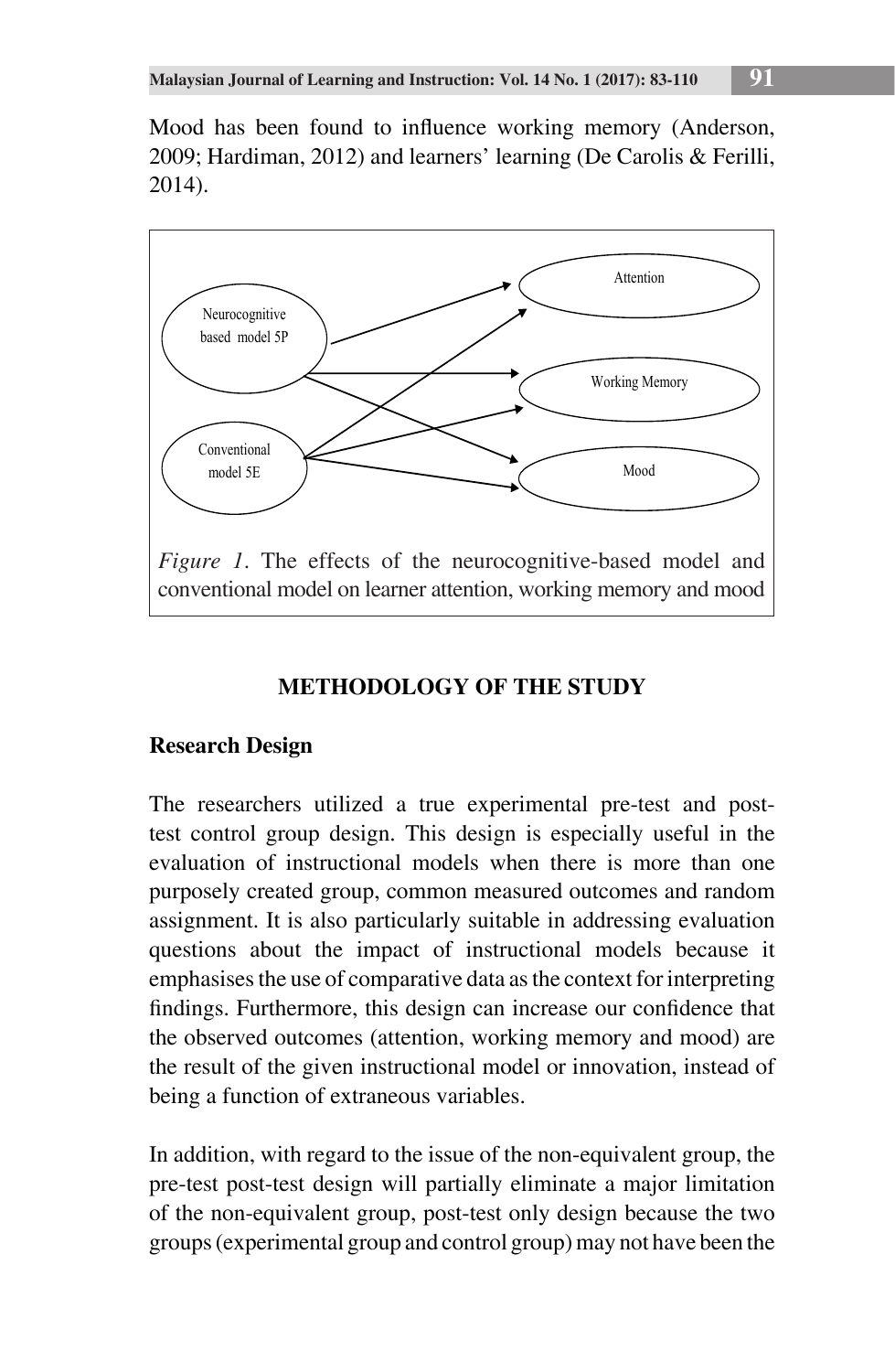Mood has been found to influence working memory (Anderson, 2009; Hardiman, 2012) and learners' learning (De Carolis & Ferilli, 2014).

*Figure 1*. The effects of the neurocognitive-based model and conventional model on learner attention, working memory and mood

## METHODOLOGY OF THE STUDY

### Research Design

The researchers utilized a true experimental pre-test and post-test control group design. This design is especially useful in the evaluation of instructional models when there is more than one purposely created group, common measured outcomes and random assignment. It is also particularly suitable in addressing evaluation questions about the impact of instructional models because it emphasises the use of comparative data as the context for interpreting findings. Furthermore, this design can increase our confidence that the observed outcomes (attention, working memory and mood) are the result of the given instructional model or innovation, instead of being a function of extraneous variables.

In addition, with regard to the issue of the non-equivalent group, the pre-test post-test design will partially eliminate a major limitation of the non-equivalent group, post-test only design because the two groups (experimental group and control group) may not have been the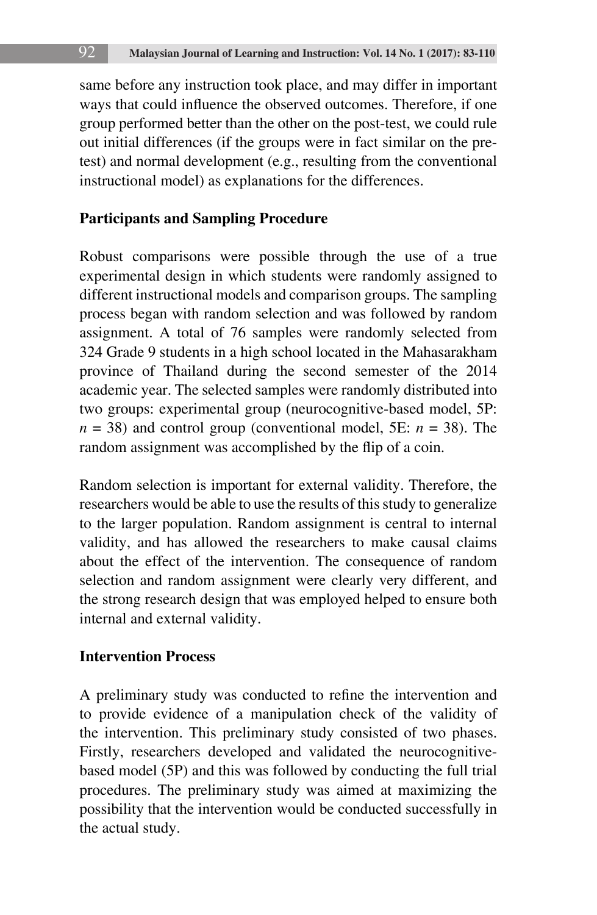same before any instruction took place, and may differ in important ways that could influence the observed outcomes. Therefore, if one group performed better than the other on the post-test, we could rule out initial differences (if the groups were in fact similar on the pre-test) and normal development (e.g., resulting from the conventional instructional model) as explanations for the differences.

**Participants and Sampling Procedure**

Robust comparisons were possible through the use of a true experimental design in which students were randomly assigned to different instructional models and comparison groups. The sampling process began with random selection and was followed by random assignment. A total of 76 samples were randomly selected from 324 Grade 9 students in a high school located in the Mahasarakham province of Thailand during the second semester of the 2014 academic year. The selected samples were randomly distributed into two groups: experimental group (neurocognitive-based model, 5P: $n$ = 38) and control group (conventional model, 5E: $n$ = 38). The random assignment was accomplished by the flip of a coin.

Random selection is important for external validity. Therefore, the researchers would be able to use the results of this study to generalize to the larger population. Random assignment is central to internal validity, and has allowed the researchers to make causal claims about the effect of the intervention. The consequence of random selection and random assignment were clearly very different, and the strong research design that was employed helped to ensure both internal and external validity.

**Intervention Process**

A preliminary study was conducted to refine the intervention and to provide evidence of a manipulation check of the validity of the intervention. This preliminary study consisted of two phases. Firstly, researchers developed and validated the neurocognitive-based model (5P) and this was followed by conducting the full trial procedures. The preliminary study was aimed at maximizing the possibility that the intervention would be conducted successfully in the actual study.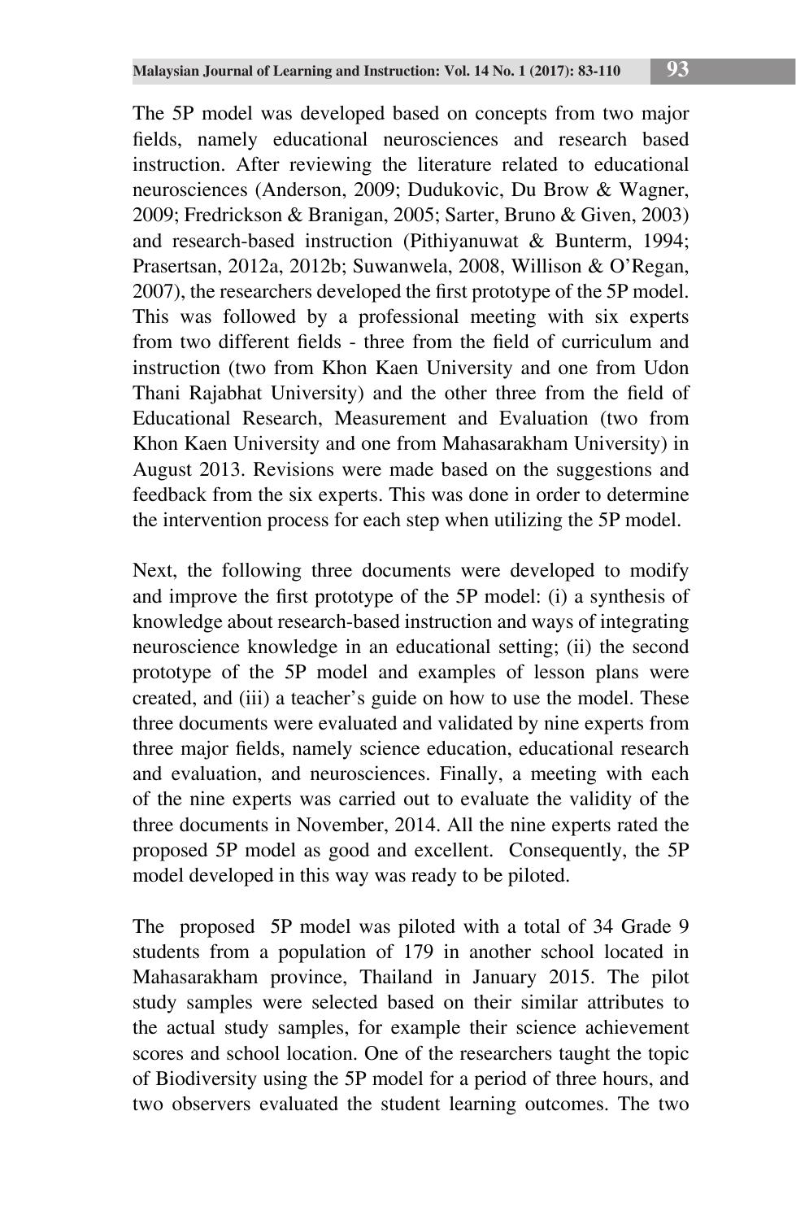The 5P model was developed based on concepts from two major fields, namely educational neurosciences and research based instruction. After reviewing the literature related to educational neurosciences (Anderson, 2009; Dudukovic, Du Brow & Wagner, 2009; Fredrickson & Branigan, 2005; Sarter, Bruno & Given, 2003) and research-based instruction (Pithiyanuwat & Bunterm, 1994; Prasertsan, 2012a, 2012b; Suwanwela, 2008, Willison & O'Regan, 2007), the researchers developed the first prototype of the 5P model. This was followed by a professional meeting with six experts from two different fields - three from the field of curriculum and instruction (two from Khon Kaen University and one from Udon Thani Rajabhat University) and the other three from the field of Educational Research, Measurement and Evaluation (two from Khon Kaen University and one from Mahasarakham University) in August 2013. Revisions were made based on the suggestions and feedback from the six experts. This was done in order to determine the intervention process for each step when utilizing the 5P model.

Next, the following three documents were developed to modify and improve the first prototype of the 5P model: (i) a synthesis of knowledge about research-based instruction and ways of integrating neuroscience knowledge in an educational setting; (ii) the second prototype of the 5P model and examples of lesson plans were created, and (iii) a teacher's guide on how to use the model. These three documents were evaluated and validated by nine experts from three major fields, namely science education, educational research and evaluation, and neurosciences. Finally, a meeting with each of the nine experts was carried out to evaluate the validity of the three documents in November, 2014. All the nine experts rated the proposed 5P model as good and excellent. Consequently, the 5P model developed in this way was ready to be piloted.

The proposed 5P model was piloted with a total of 34 Grade 9 students from a population of 179 in another school located in Mahasarakham province, Thailand in January 2015. The pilot study samples were selected based on their similar attributes to the actual study samples, for example their science achievement scores and school location. One of the researchers taught the topic of Biodiversity using the 5P model for a period of three hours, and two observers evaluated the student learning outcomes. The two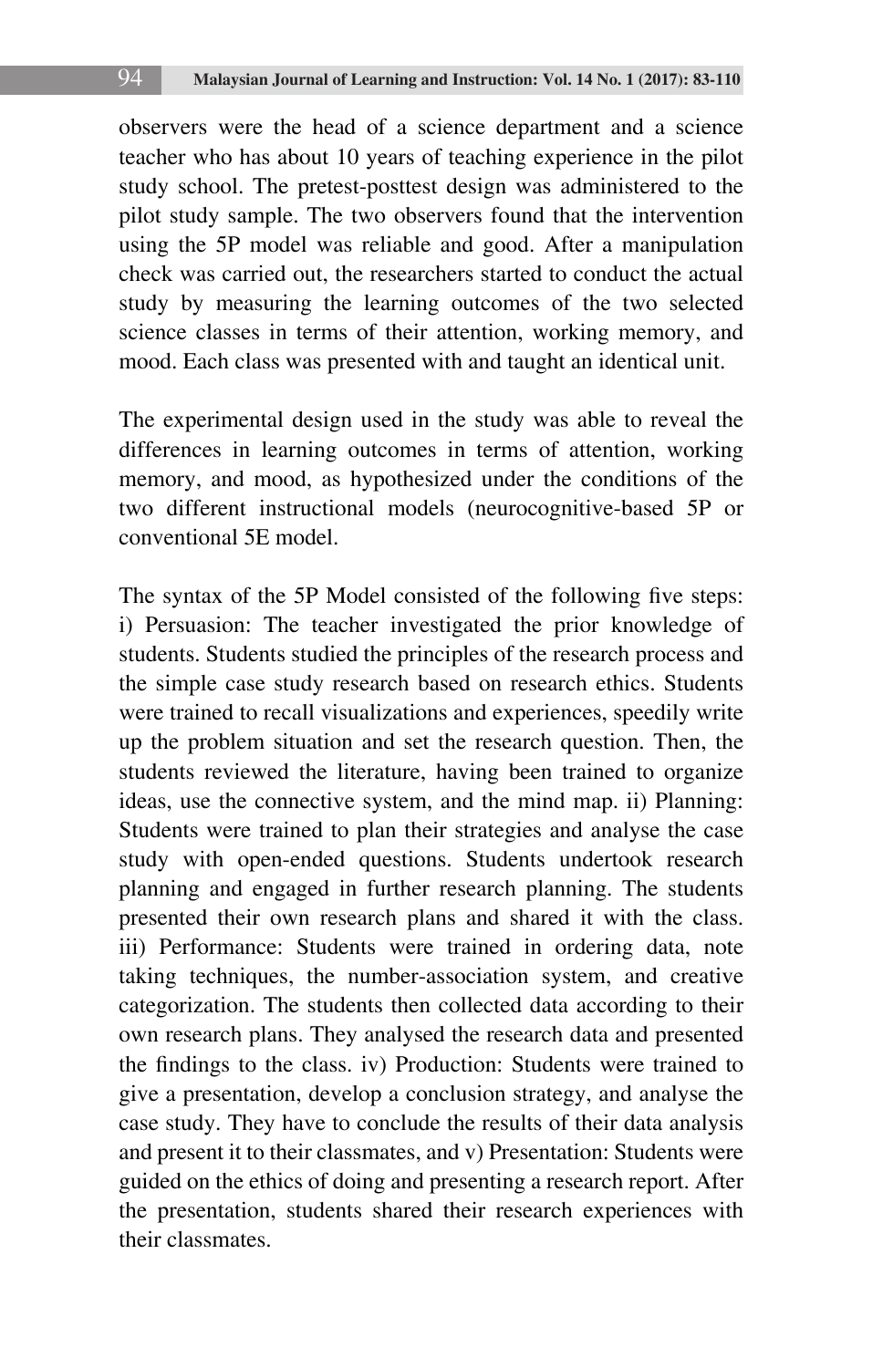observers were the head of a science department and a science teacher who has about 10 years of teaching experience in the pilot study school. The pretest-posttest design was administered to the pilot study sample. The two observers found that the intervention using the 5P model was reliable and good. After a manipulation check was carried out, the researchers started to conduct the actual study by measuring the learning outcomes of the two selected science classes in terms of their attention, working memory, and mood. Each class was presented with and taught an identical unit.

The experimental design used in the study was able to reveal the differences in learning outcomes in terms of attention, working memory, and mood, as hypothesized under the conditions of the two different instructional models (neurocognitive-based 5P or conventional 5E model.

The syntax of the 5P Model consisted of the following five steps: i) Persuasion: The teacher investigated the prior knowledge of students. Students studied the principles of the research process and the simple case study research based on research ethics. Students were trained to recall visualizations and experiences, speedily write up the problem situation and set the research question. Then, the students reviewed the literature, having been trained to organize ideas, use the connective system, and the mind map. ii) Planning: Students were trained to plan their strategies and analyse the case study with open-ended questions. Students undertook research planning and engaged in further research planning. The students presented their own research plans and shared it with the class. iii) Performance: Students were trained in ordering data, note taking techniques, the number-association system, and creative categorization. The students then collected data according to their own research plans. They analysed the research data and presented the findings to the class. iv) Production: Students were trained to give a presentation, develop a conclusion strategy, and analyse the case study. They have to conclude the results of their data analysis and present it to their classmates, and v) Presentation: Students were guided on the ethics of doing and presenting a research report. After the presentation, students shared their research experiences with their classmates.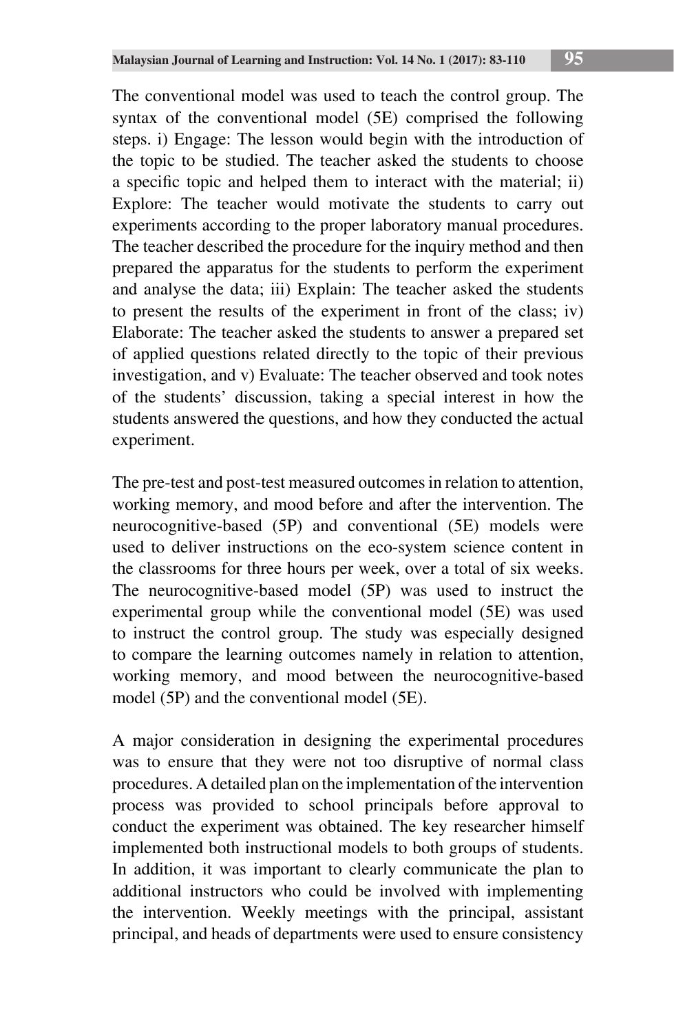The conventional model was used to teach the control group. The syntax of the conventional model (5E) comprised the following steps. i) Engage: The lesson would begin with the introduction of the topic to be studied. The teacher asked the students to choose a specific topic and helped them to interact with the material; ii) Explore: The teacher would motivate the students to carry out experiments according to the proper laboratory manual procedures. The teacher described the procedure for the inquiry method and then prepared the apparatus for the students to perform the experiment and analyse the data; iii) Explain: The teacher asked the students to present the results of the experiment in front of the class; iv) Elaborate: The teacher asked the students to answer a prepared set of applied questions related directly to the topic of their previous investigation, and v) Evaluate: The teacher observed and took notes of the students' discussion, taking a special interest in how the students answered the questions, and how they conducted the actual experiment.

The pre-test and post-test measured outcomes in relation to attention, working memory, and mood before and after the intervention. The neurocognitive-based (5P) and conventional (5E) models were used to deliver instructions on the eco-system science content in the classrooms for three hours per week, over a total of six weeks. The neurocognitive-based model (5P) was used to instruct the experimental group while the conventional model (5E) was used to instruct the control group. The study was especially designed to compare the learning outcomes namely in relation to attention, working memory, and mood between the neurocognitive-based model (5P) and the conventional model (5E).

A major consideration in designing the experimental procedures was to ensure that they were not too disruptive of normal class procedures. A detailed plan on the implementation of the intervention process was provided to school principals before approval to conduct the experiment was obtained. The key researcher himself implemented both instructional models to both groups of students. In addition, it was important to clearly communicate the plan to additional instructors who could be involved with implementing the intervention. Weekly meetings with the principal, assistant principal, and heads of departments were used to ensure consistency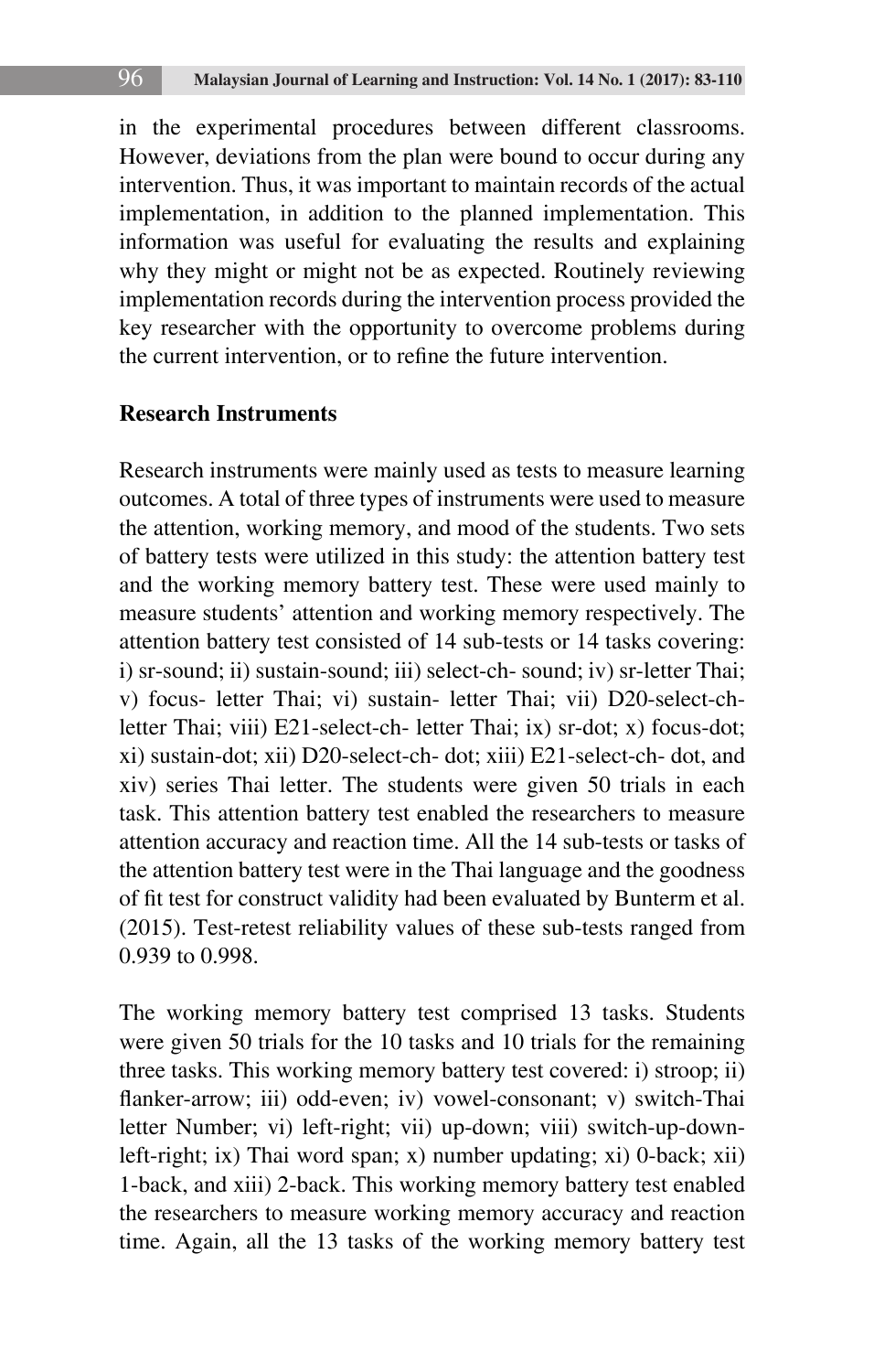in the experimental procedures between different classrooms. However, deviations from the plan were bound to occur during any intervention. Thus, it was important to maintain records of the actual implementation, in addition to the planned implementation. This information was useful for evaluating the results and explaining why they might or might not be as expected. Routinely reviewing implementation records during the intervention process provided the key researcher with the opportunity to overcome problems during the current intervention, or to refine the future intervention.

**Research Instruments**

Research instruments were mainly used as tests to measure learning outcomes. A total of three types of instruments were used to measure the attention, working memory, and mood of the students. Two sets of battery tests were utilized in this study: the attention battery test and the working memory battery test. These were used mainly to measure students' attention and working memory respectively. The attention battery test consisted of 14 sub-tests or 14 tasks covering: i) sr-sound; ii) sustain-sound; iii) select-ch- sound; iv) sr-letter Thai; v) focus- letter Thai; vi) sustain- letter Thai; vii) D20-select-ch-letter Thai; viii) E21-select-ch- letter Thai; ix) sr-dot; x) focus-dot; xi) sustain-dot; xii) D20-select-ch- dot; xiii) E21-select-ch- dot, and xiv) series Thai letter. The students were given 50 trials in each task. This attention battery test enabled the researchers to measure attention accuracy and reaction time. All the 14 sub-tests or tasks of the attention battery test were in the Thai language and the goodness of fit test for construct validity had been evaluated by Bunterm et al. (2015). Test-retest reliability values of these sub-tests ranged from 0.939 to 0.998.

The working memory battery test comprised 13 tasks. Students were given 50 trials for the 10 tasks and 10 trials for the remaining three tasks. This working memory battery test covered: i) stroop; ii) flanker-arrow; iii) odd-even; iv) vowel-consonant; v) switch-Thai letter Number; vi) left-right; vii) up-down; viii) switch-up-down-left-right; ix) Thai word span; x) number updating; xi) 0-back; xii) 1-back, and xiii) 2-back. This working memory battery test enabled the researchers to measure working memory accuracy and reaction time. Again, all the 13 tasks of the working memory battery test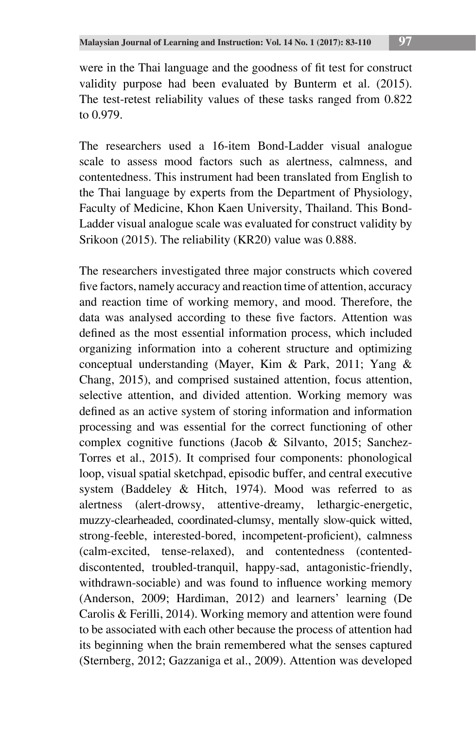were in the Thai language and the goodness of fit test for construct validity purpose had been evaluated by Bunterm et al. (2015). The test-retest reliability values of these tasks ranged from 0.822 to 0.979.

The researchers used a 16-item Bond-Ladder visual analogue scale to assess mood factors such as alertness, calmness, and contentedness. This instrument had been translated from English to the Thai language by experts from the Department of Physiology, Faculty of Medicine, Khon Kaen University, Thailand. This Bond-Ladder visual analogue scale was evaluated for construct validity by Srikoon (2015). The reliability (KR20) value was 0.888.

The researchers investigated three major constructs which covered five factors, namely accuracy and reaction time of attention, accuracy and reaction time of working memory, and mood. Therefore, the data was analysed according to these five factors. Attention was defined as the most essential information process, which included organizing information into a coherent structure and optimizing conceptual understanding (Mayer, Kim & Park, 2011; Yang & Chang, 2015), and comprised sustained attention, focus attention, selective attention, and divided attention. Working memory was defined as an active system of storing information and information processing and was essential for the correct functioning of other complex cognitive functions (Jacob & Silvanto, 2015; Sanchez-Torres et al., 2015). It comprised four components: phonological loop, visual spatial sketchpad, episodic buffer, and central executive system (Baddeley & Hitch, 1974). Mood was referred to as alertness (alert-drowsy, attentive-dreamy, lethargic-energetic, muzzy-clearheaded, coordinated-clumsy, mentally slow-quick witted, strong-feeble, interested-bored, incompetent-proficient), calmness (calm-excited, tense-relaxed), and contentedness (contented-discontented, troubled-tranquil, happy-sad, antagonistic-friendly, withdrawn-sociable) and was found to influence working memory (Anderson, 2009; Hardiman, 2012) and learners' learning (De Carolis & Ferilli, 2014). Working memory and attention were found to be associated with each other because the process of attention had its beginning when the brain remembered what the senses captured (Sternberg, 2012; Gazzaniga et al., 2009). Attention was developed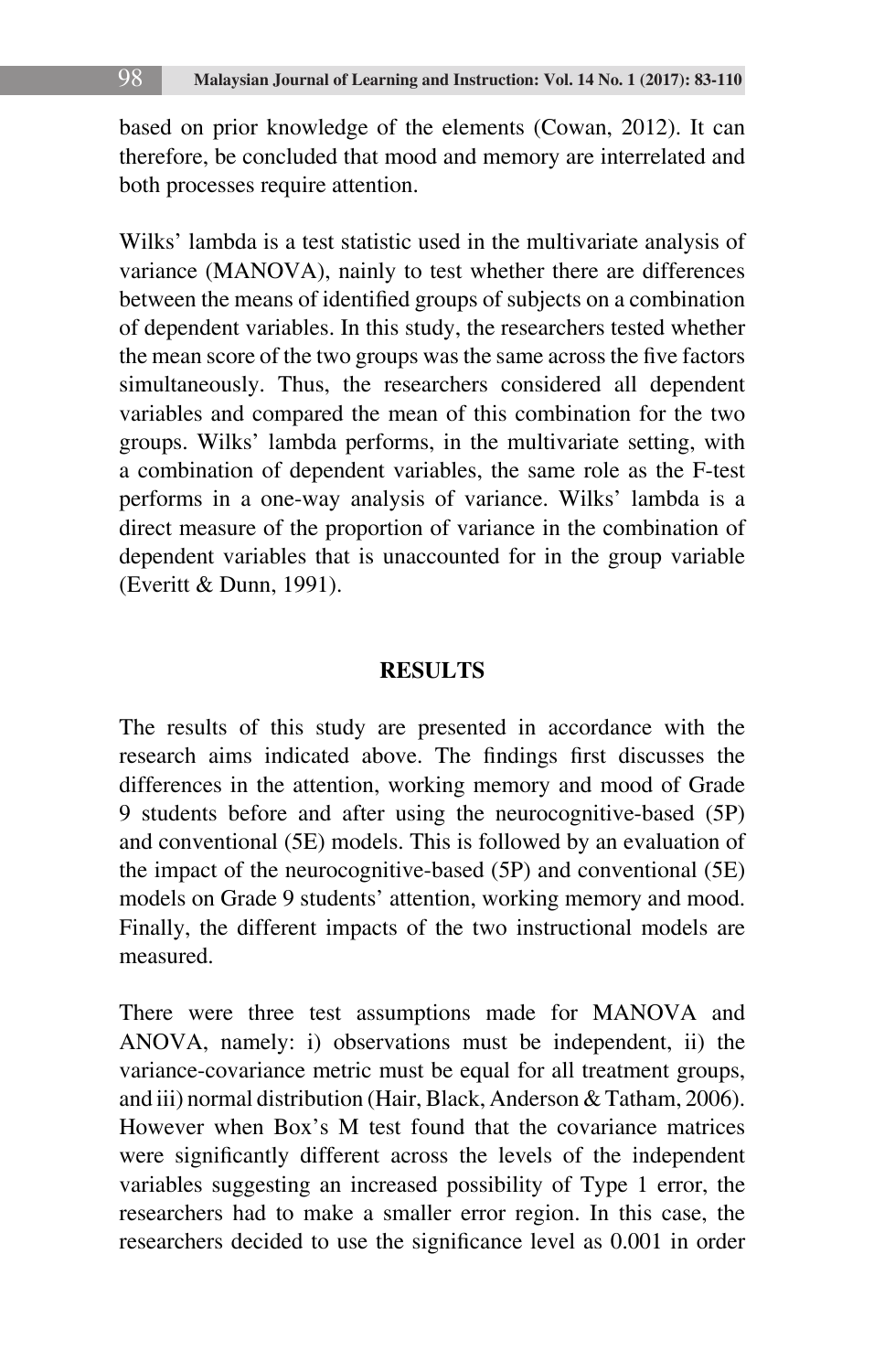based on prior knowledge of the elements (Cowan, 2012). It can therefore, be concluded that mood and memory are interrelated and both processes require attention.

Wilks' lambda is a test statistic used in the multivariate analysis of variance (MANOVA), nainly to test whether there are differences between the means of identified groups of subjects on a combination of dependent variables. In this study, the researchers tested whether the mean score of the two groups was the same across the five factors simultaneously. Thus, the researchers considered all dependent variables and compared the mean of this combination for the two groups. Wilks' lambda performs, in the multivariate setting, with a combination of dependent variables, the same role as the F-test performs in a one-way analysis of variance. Wilks' lambda is a direct measure of the proportion of variance in the combination of dependent variables that is unaccounted for in the group variable (Everitt & Dunn, 1991).

## RESULTS

The results of this study are presented in accordance with the research aims indicated above. The findings first discusses the differences in the attention, working memory and mood of Grade 9 students before and after using the neurocognitive-based (5P) and conventional (5E) models. This is followed by an evaluation of the impact of the neurocognitive-based (5P) and conventional (5E) models on Grade 9 students' attention, working memory and mood. Finally, the different impacts of the two instructional models are measured.

There were three test assumptions made for MANOVA and ANOVA, namely: i) observations must be independent, ii) the variance-covariance metric must be equal for all treatment groups, and iii) normal distribution (Hair, Black, Anderson & Tatham, 2006). However when Box's M test found that the covariance matrices were significantly different across the levels of the independent variables suggesting an increased possibility of Type 1 error, the researchers had to make a smaller error region. In this case, the researchers decided to use the significance level as 0.001 in order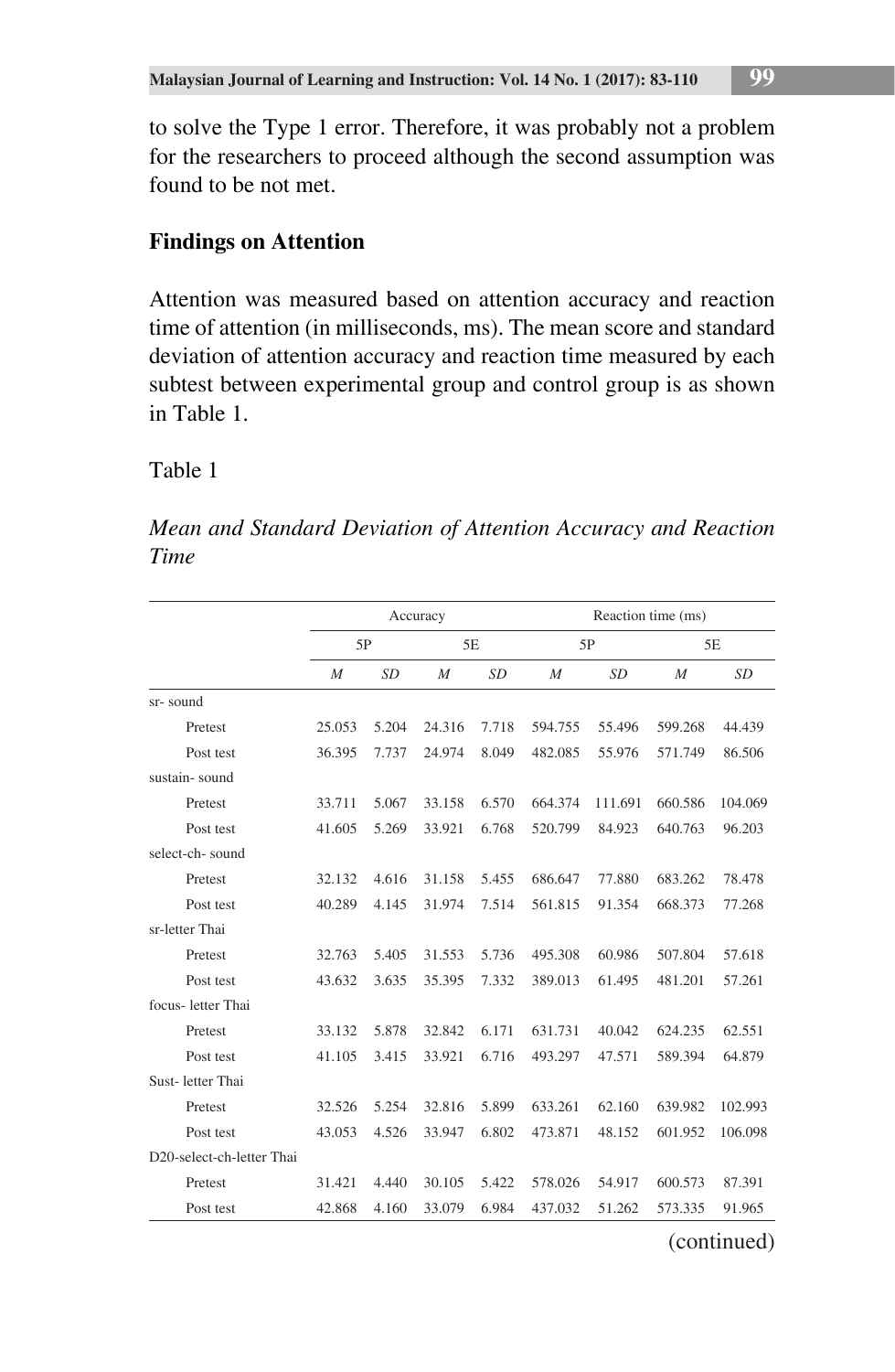to solve the Type 1 error. Therefore, it was probably not a problem for the researchers to proceed although the second assumption was found to be not met.

### Findings on Attention

Attention was measured based on attention accuracy and reaction time of attention (in milliseconds, ms). The mean score and standard deviation of attention accuracy and reaction time measured by each subtest between experimental group and control group is as shown in Table 1.

Table 1

*Mean and Standard Deviation of Attention Accuracy and Reaction Time*

| | Accuracy | | | | Reaction time (ms) | | | |
|---|---|---|---|---|---|---|---|---|
| | 5P | | 5E | | 5P | | 5E | |
| | *M* | *SD* | *M* | *SD* | *M* | *SD* | *M* | *SD* |
| sr- sound | | | | | | | | |
| Pretest | 25.053 | 5.204 | 24.316 | 7.718 | 594.755 | 55.496 | 599.268 | 44.439 |
| Post test | 36.395 | 7.737 | 24.974 | 8.049 | 482.085 | 55.976 | 571.749 | 86.506 |
| sustain- sound | | | | | | | | |
| Pretest | 33.711 | 5.067 | 33.158 | 6.570 | 664.374 | 111.691 | 660.586 | 104.069 |
| Post test | 41.605 | 5.269 | 33.921 | 6.768 | 520.799 | 84.923 | 640.763 | 96.203 |
| select-ch- sound | | | | | | | | |
| Pretest | 32.132 | 4.616 | 31.158 | 5.455 | 686.647 | 77.880 | 683.262 | 78.478 |
| Post test | 40.289 | 4.145 | 31.974 | 7.514 | 561.815 | 91.354 | 668.373 | 77.268 |
| sr-letter Thai | | | | | | | | |
| Pretest | 32.763 | 5.405 | 31.553 | 5.736 | 495.308 | 60.986 | 507.804 | 57.618 |
| Post test | 43.632 | 3.635 | 35.395 | 7.332 | 389.013 | 61.495 | 481.201 | 57.261 |
| focus- letter Thai | | | | | | | | |
| Pretest | 33.132 | 5.878 | 32.842 | 6.171 | 631.731 | 40.042 | 624.235 | 62.551 |
| Post test | 41.105 | 3.415 | 33.921 | 6.716 | 493.297 | 47.571 | 589.394 | 64.879 |
| Sust- letter Thai | | | | | | | | |
| Pretest | 32.526 | 5.254 | 32.816 | 5.899 | 633.261 | 62.160 | 639.982 | 102.993 |
| Post test | 43.053 | 4.526 | 33.947 | 6.802 | 473.871 | 48.152 | 601.952 | 106.098 |
| D20-select-ch-letter Thai | | | | | | | | |
| Pretest | 31.421 | 4.440 | 30.105 | 5.422 | 578.026 | 54.917 | 600.573 | 87.391 |
| Post test | 42.868 | 4.160 | 33.079 | 6.984 | 437.032 | 51.262 | 573.335 | 91.965 |

(continued)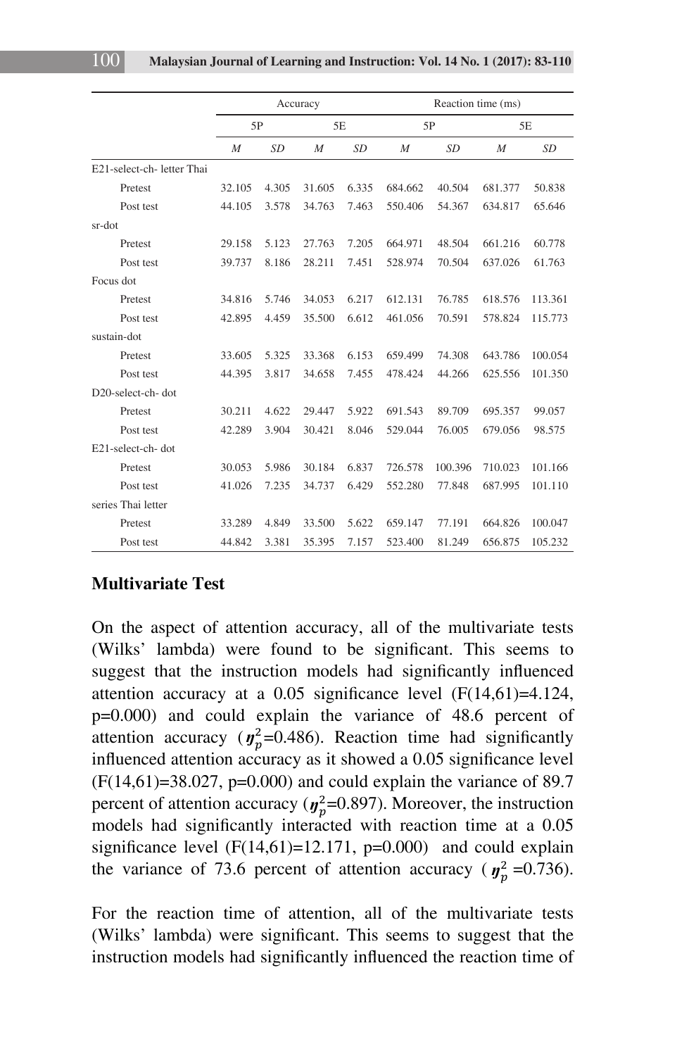| | Accuracy | | | | Reaction time (ms) | | | |
|---|---|---|---|---|---|---|---|---|
| | 5P | | 5E | | 5P | | 5E | |
| | *M* | *SD* | *M* | *SD* | *M* | *SD* | *M* | *SD* |
| E21-select-ch- letter Thai | | | | | | | | |
| Pretest | 32.105 | 4.305 | 31.605 | 6.335 | 684.662 | 40.504 | 681.377 | 50.838 |
| Post test | 44.105 | 3.578 | 34.763 | 7.463 | 550.406 | 54.367 | 634.817 | 65.646 |
| sr-dot | | | | | | | | |
| Pretest | 29.158 | 5.123 | 27.763 | 7.205 | 664.971 | 48.504 | 661.216 | 60.778 |
| Post test | 39.737 | 8.186 | 28.211 | 7.451 | 528.974 | 70.504 | 637.026 | 61.763 |
| Focus dot | | | | | | | | |
| Pretest | 34.816 | 5.746 | 34.053 | 6.217 | 612.131 | 76.785 | 618.576 | 113.361 |
| Post test | 42.895 | 4.459 | 35.500 | 6.612 | 461.056 | 70.591 | 578.824 | 115.773 |
| sustain-dot | | | | | | | | |
| Pretest | 33.605 | 5.325 | 33.368 | 6.153 | 659.499 | 74.308 | 643.786 | 100.054 |
| Post test | 44.395 | 3.817 | 34.658 | 7.455 | 478.424 | 44.266 | 625.556 | 101.350 |
| D20-select-ch- dot | | | | | | | | |
| Pretest | 30.211 | 4.622 | 29.447 | 5.922 | 691.543 | 89.709 | 695.357 | 99.057 |
| Post test | 42.289 | 3.904 | 30.421 | 8.046 | 529.044 | 76.005 | 679.056 | 98.575 |
| E21-select-ch- dot | | | | | | | | |
| Pretest | 30.053 | 5.986 | 30.184 | 6.837 | 726.578 | 100.396 | 710.023 | 101.166 |
| Post test | 41.026 | 7.235 | 34.737 | 6.429 | 552.280 | 77.848 | 687.995 | 101.110 |
| series Thai letter | | | | | | | | |
| Pretest | 33.289 | 4.849 | 33.500 | 5.622 | 659.147 | 77.191 | 664.826 | 100.047 |
| Post test | 44.842 | 3.381 | 35.395 | 7.157 | 523.400 | 81.249 | 656.875 | 105.232 |

## Multivariate Test

On the aspect of attention accuracy, all of the multivariate tests (Wilks' lambda) were found to be significant. This seems to suggest that the instruction models had significantly influenced attention accuracy at a 0.05 significance level ($F(14,61)=4.124$, $p=0.000$) and could explain the variance of 48.6 percent of attention accuracy ($\eta_p^2=0.486$). Reaction time had significantly influenced attention accuracy as it showed a 0.05 significance level ($F(14,61)=38.027$, $p=0.000$) and could explain the variance of 89.7 percent of attention accuracy ($\eta_p^2=0.897$). Moreover, the instruction models had significantly interacted with reaction time at a 0.05 significance level ($F(14,61)=12.171$, $p=0.000$) and could explain the variance of 73.6 percent of attention accuracy ($\eta_p^2=0.736$).

For the reaction time of attention, all of the multivariate tests (Wilks' lambda) were significant. This seems to suggest that the instruction models had significantly influenced the reaction time of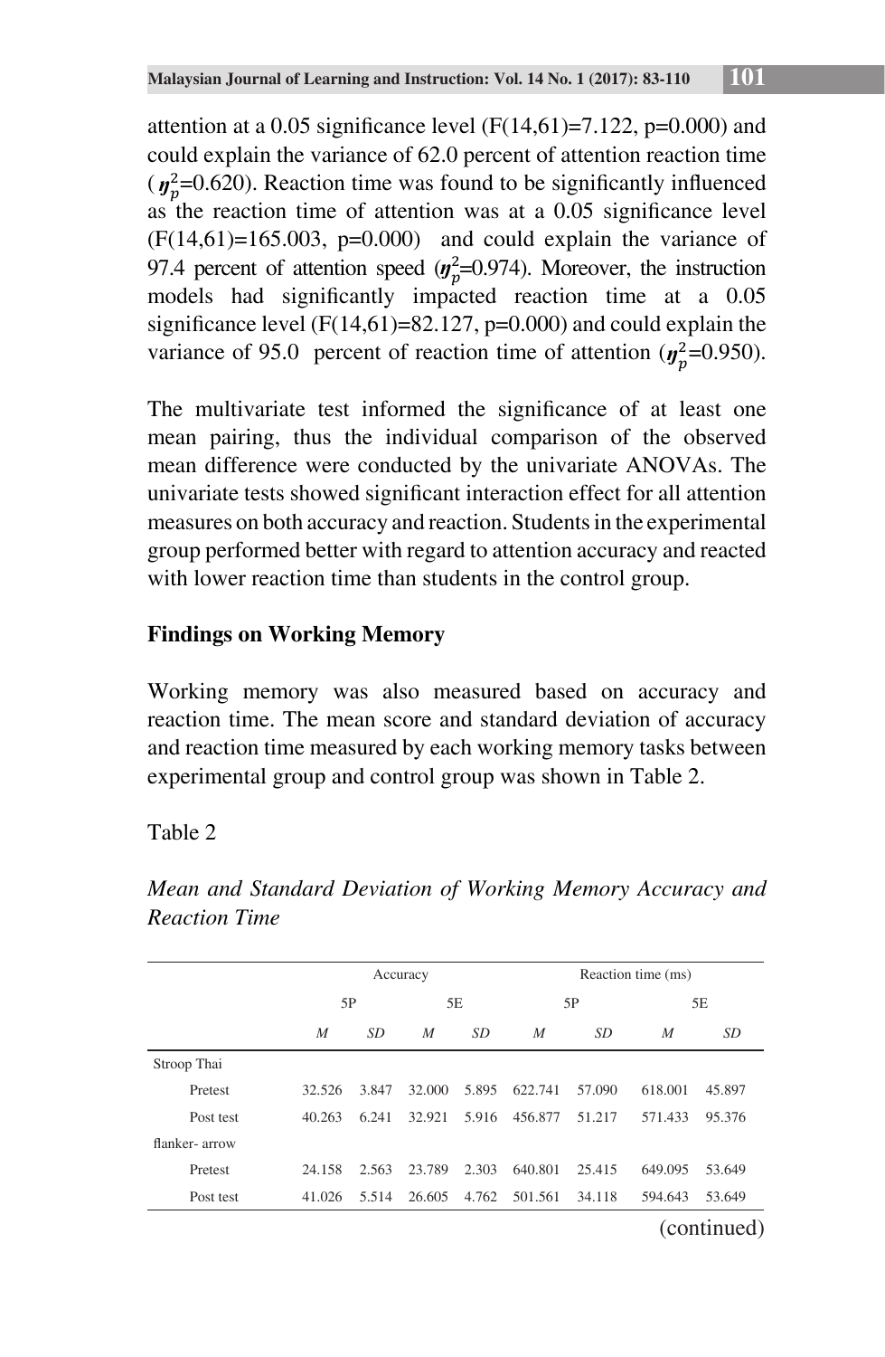attention at a 0.05 significance level ($F(14,61)=7.122$, $p=0.000$) and could explain the variance of 62.0 percent of attention reaction time ($\eta_p^2=0.620$). Reaction time was found to be significantly influenced as the reaction time of attention was at a 0.05 significance level ($F(14,61)=165.003$, $p=0.000$) and could explain the variance of 97.4 percent of attention speed ($\eta_p^2=0.974$). Moreover, the instruction models had significantly impacted reaction time at a 0.05 significance level ($F(14,61)=82.127$, $p=0.000$) and could explain the variance of 95.0 percent of reaction time of attention ($\eta_p^2=0.950$).

The multivariate test informed the significance of at least one mean pairing, thus the individual comparison of the observed mean difference were conducted by the univariate ANOVAs. The univariate tests showed significant interaction effect for all attention measures on both accuracy and reaction. Students in the experimental group performed better with regard to attention accuracy and reacted with lower reaction time than students in the control group.

**Findings on Working Memory**

Working memory was also measured based on accuracy and reaction time. The mean score and standard deviation of accuracy and reaction time measured by each working memory tasks between experimental group and control group was shown in Table 2.

Table 2

*Mean and Standard Deviation of Working Memory Accuracy and Reaction Time*

| | Accuracy | | | | Reaction time (ms) | | | |
|---|---|---|---|---|---|---|---|---|
| | 5P | | 5E | | 5P | | 5E | |
| | *M* | *SD* | *M* | *SD* | *M* | *SD* | *M* | *SD* |
| Stroop Thai | | | | | | | | |
| Pretest | 32.526 | 3.847 | 32.000 | 5.895 | 622.741 | 57.090 | 618.001 | 45.897 |
| Post test | 40.263 | 6.241 | 32.921 | 5.916 | 456.877 | 51.217 | 571.433 | 95.376 |
| flanker- arrow | | | | | | | | |
| Pretest | 24.158 | 2.563 | 23.789 | 2.303 | 640.801 | 25.415 | 649.095 | 53.649 |
| Post test | 41.026 | 5.514 | 26.605 | 4.762 | 501.561 | 34.118 | 594.643 | 53.649 |

(continued)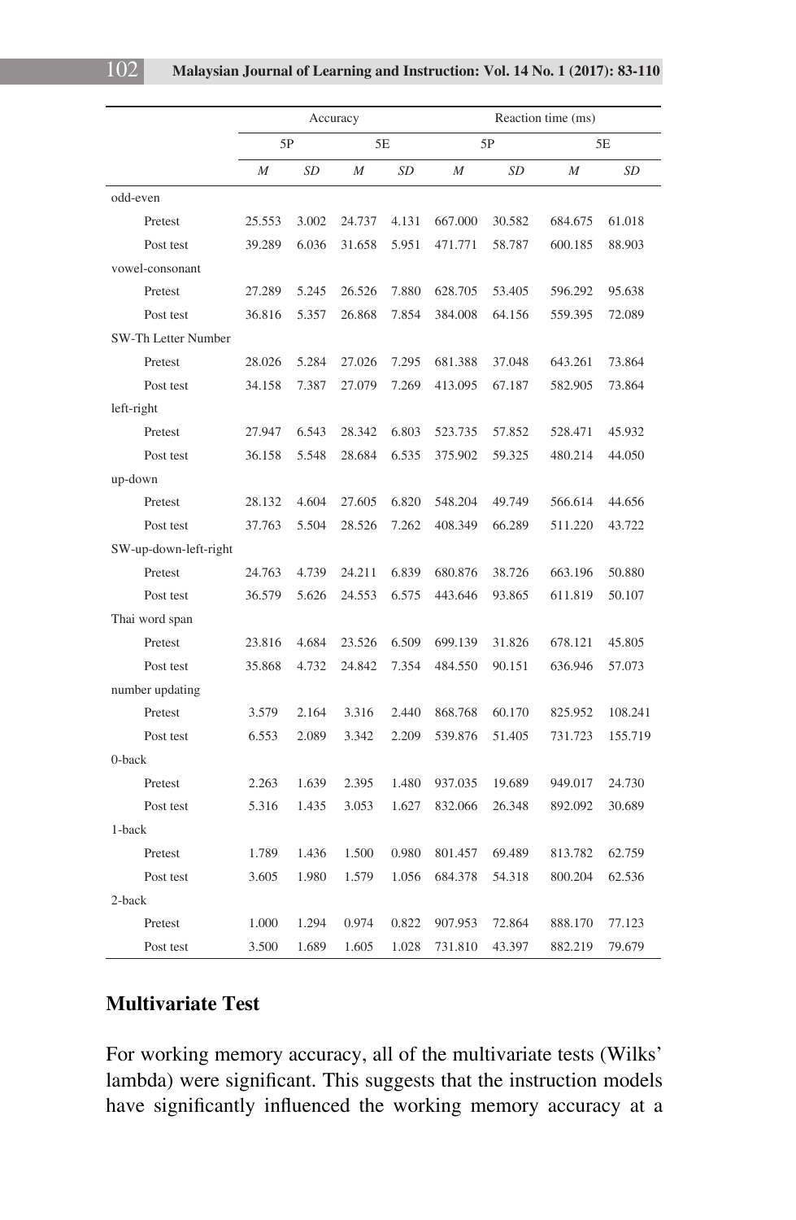| | Accuracy | | | | Reaction time (ms) | | | |
|---|---|---|---|---|---|---|---|---|
| | 5P | | 5E | | 5P | | 5E | |
| | *M* | *SD* | *M* | *SD* | *M* | *SD* | *M* | *SD* |
| odd-even | | | | | | | | |
| Pretest | 25.553 | 3.002 | 24.737 | 4.131 | 667.000 | 30.582 | 684.675 | 61.018 |
| Post test | 39.289 | 6.036 | 31.658 | 5.951 | 471.771 | 58.787 | 600.185 | 88.903 |
| vowel-consonant | | | | | | | | |
| Pretest | 27.289 | 5.245 | 26.526 | 7.880 | 628.705 | 53.405 | 596.292 | 95.638 |
| Post test | 36.816 | 5.357 | 26.868 | 7.854 | 384.008 | 64.156 | 559.395 | 72.089 |
| SW-Th Letter Number | | | | | | | | |
| Pretest | 28.026 | 5.284 | 27.026 | 7.295 | 681.388 | 37.048 | 643.261 | 73.864 |
| Post test | 34.158 | 7.387 | 27.079 | 7.269 | 413.095 | 67.187 | 582.905 | 73.864 |
| left-right | | | | | | | | |
| Pretest | 27.947 | 6.543 | 28.342 | 6.803 | 523.735 | 57.852 | 528.471 | 45.932 |
| Post test | 36.158 | 5.548 | 28.684 | 6.535 | 375.902 | 59.325 | 480.214 | 44.050 |
| up-down | | | | | | | | |
| Pretest | 28.132 | 4.604 | 27.605 | 6.820 | 548.204 | 49.749 | 566.614 | 44.656 |
| Post test | 37.763 | 5.504 | 28.526 | 7.262 | 408.349 | 66.289 | 511.220 | 43.722 |
| SW-up-down-left-right | | | | | | | | |
| Pretest | 24.763 | 4.739 | 24.211 | 6.839 | 680.876 | 38.726 | 663.196 | 50.880 |
| Post test | 36.579 | 5.626 | 24.553 | 6.575 | 443.646 | 93.865 | 611.819 | 50.107 |
| Thai word span | | | | | | | | |
| Pretest | 23.816 | 4.684 | 23.526 | 6.509 | 699.139 | 31.826 | 678.121 | 45.805 |
| Post test | 35.868 | 4.732 | 24.842 | 7.354 | 484.550 | 90.151 | 636.946 | 57.073 |
| number updating | | | | | | | | |
| Pretest | 3.579 | 2.164 | 3.316 | 2.440 | 868.768 | 60.170 | 825.952 | 108.241 |
| Post test | 6.553 | 2.089 | 3.342 | 2.209 | 539.876 | 51.405 | 731.723 | 155.719 |
| 0-back | | | | | | | | |
| Pretest | 2.263 | 1.639 | 2.395 | 1.480 | 937.035 | 19.689 | 949.017 | 24.730 |
| Post test | 5.316 | 1.435 | 3.053 | 1.627 | 832.066 | 26.348 | 892.092 | 30.689 |
| 1-back | | | | | | | | |
| Pretest | 1.789 | 1.436 | 1.500 | 0.980 | 801.457 | 69.489 | 813.782 | 62.759 |
| Post test | 3.605 | 1.980 | 1.579 | 1.056 | 684.378 | 54.318 | 800.204 | 62.536 |
| 2-back | | | | | | | | |
| Pretest | 1.000 | 1.294 | 0.974 | 0.822 | 907.953 | 72.864 | 888.170 | 77.123 |
| Post test | 3.500 | 1.689 | 1.605 | 1.028 | 731.810 | 43.397 | 882.219 | 79.679 |

## Multivariate Test

For working memory accuracy, all of the multivariate tests (Wilks' lambda) were significant. This suggests that the instruction models have significantly influenced the working memory accuracy at a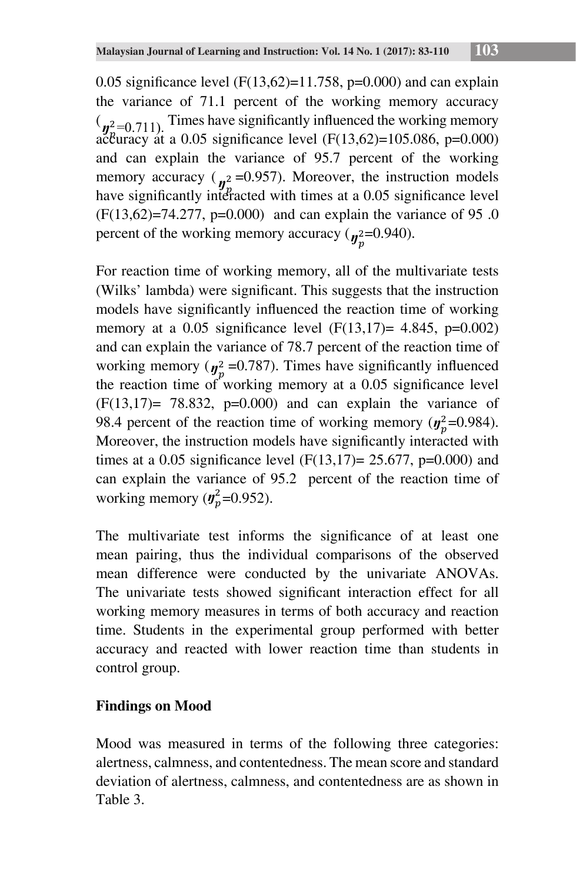0.05 significance level (F(13,62)=11.758, p=0.000) and can explain the variance of 71.1 percent of the working memory accuracy ($\eta_p^2$=0.711). Times have significantly influenced the working memory accuracy at a 0.05 significance level (F(13,62)=105.086, p=0.000) and can explain the variance of 95.7 percent of the working memory accuracy ($\eta_p^2$=0.957). Moreover, the instruction models have significantly interacted with times at a 0.05 significance level (F(13,62)=74.277, p=0.000) and can explain the variance of 95 .0 percent of the working memory accuracy ($\eta_p^2$=0.940).

For reaction time of working memory, all of the multivariate tests (Wilks' lambda) were significant. This suggests that the instruction models have significantly influenced the reaction time of working memory at a 0.05 significance level (F(13,17)= 4.845, p=0.002) and can explain the variance of 78.7 percent of the reaction time of working memory ($\eta_p^2$ =0.787). Times have significantly influenced the reaction time of working memory at a 0.05 significance level (F(13,17)= 78.832, p=0.000) and can explain the variance of 98.4 percent of the reaction time of working memory ($\eta_p^2$=0.984). Moreover, the instruction models have significantly interacted with times at a 0.05 significance level (F(13,17)= 25.677, p=0.000) and can explain the variance of 95.2 percent of the reaction time of working memory ($\eta_p^2$=0.952).

The multivariate test informs the significance of at least one mean pairing, thus the individual comparisons of the observed mean difference were conducted by the univariate ANOVAs. The univariate tests showed significant interaction effect for all working memory measures in terms of both accuracy and reaction time. Students in the experimental group performed with better accuracy and reacted with lower reaction time than students in control group.

**Findings on Mood**

Mood was measured in terms of the following three categories: alertness, calmness, and contentedness. The mean score and standard deviation of alertness, calmness, and contentedness are as shown in Table 3.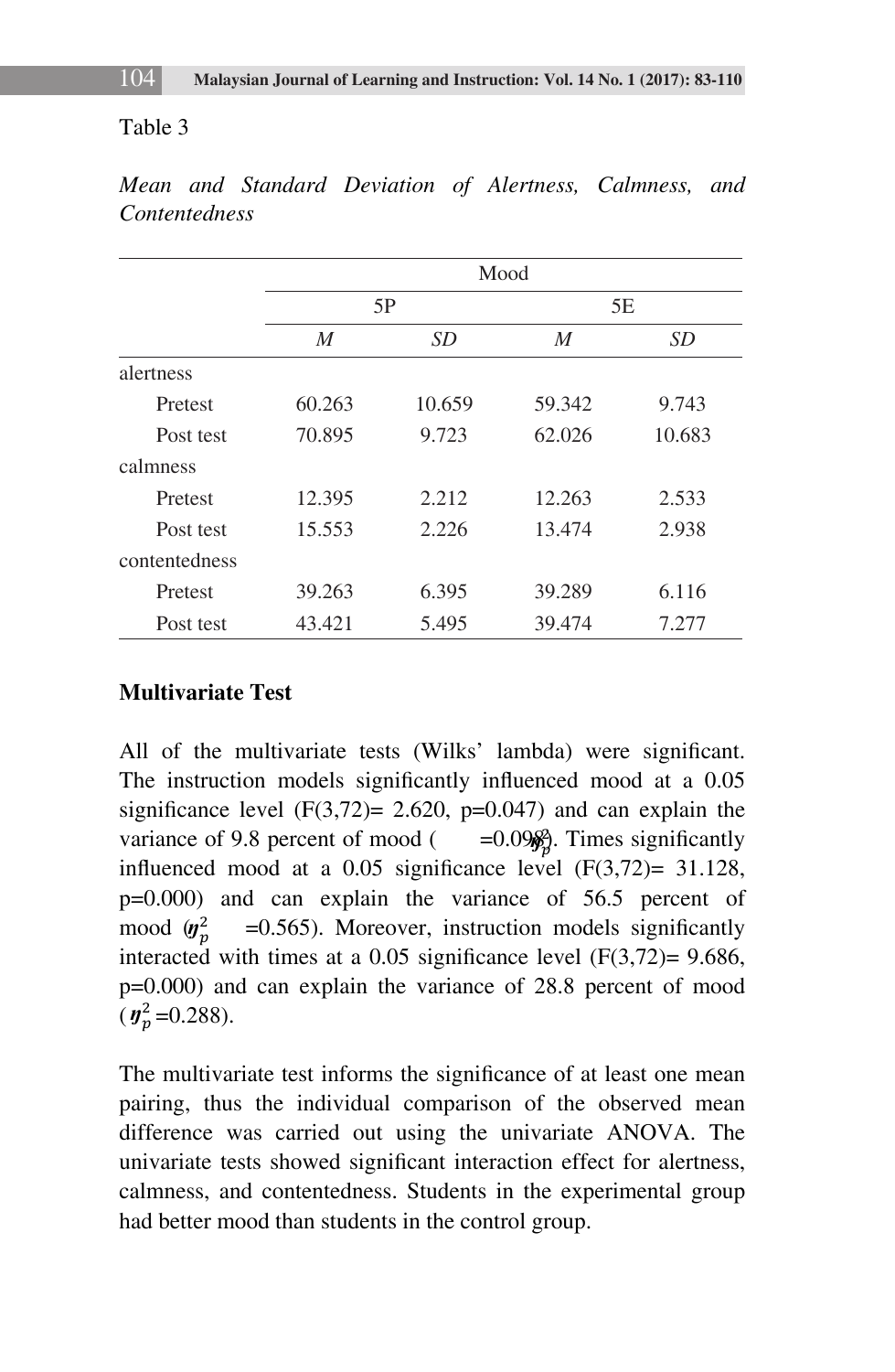Table 3

*Mean and Standard Deviation of Alertness, Calmness, and Contentedness*

| | Mood | | | |
|---|---|---|---|---|
| | 5P | | 5E | |
| | *M* | *SD* | *M* | *SD* |
| alertness | | | | |
| Pretest | 60.263 | 10.659 | 59.342 | 9.743 |
| Post test | 70.895 | 9.723 | 62.026 | 10.683 |
| calmness | | | | |
| Pretest | 12.395 | 2.212 | 12.263 | 2.533 |
| Post test | 15.553 | 2.226 | 13.474 | 2.938 |
| contentedness | | | | |
| Pretest | 39.263 | 6.395 | 39.289 | 6.116 |
| Post test | 43.421 | 5.495 | 39.474 | 7.277 |

**Multivariate Test**

All of the multivariate tests (Wilks' lambda) were significant. The instruction models significantly influenced mood at a 0.05 significance level (F(3,72)= 2.620, p=0.047) and can explain the variance of 9.8 percent of mood ($\eta_p^2$ =0.098). Times significantly influenced mood at a 0.05 significance level (F(3,72)= 31.128, p=0.000) and can explain the variance of 56.5 percent of mood ($\eta_p^2$ =0.565). Moreover, instruction models significantly interacted with times at a 0.05 significance level (F(3,72)= 9.686, p=0.000) and can explain the variance of 28.8 percent of mood ($\eta_p^2$ =0.288).

The multivariate test informs the significance of at least one mean pairing, thus the individual comparison of the observed mean difference was carried out using the univariate ANOVA. The univariate tests showed significant interaction effect for alertness, calmness, and contentedness. Students in the experimental group had better mood than students in the control group.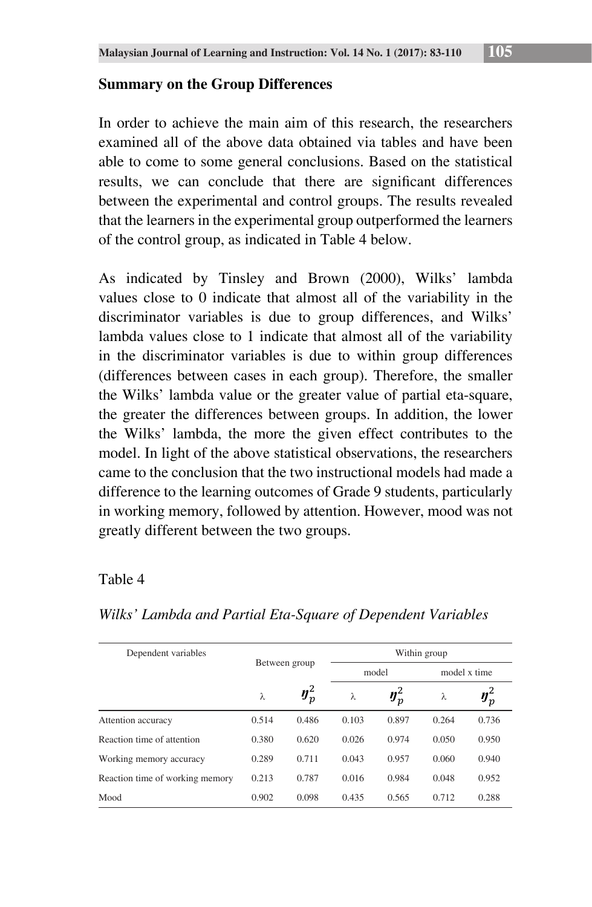## Summary on the Group Differences

In order to achieve the main aim of this research, the researchers examined all of the above data obtained via tables and have been able to come to some general conclusions. Based on the statistical results, we can conclude that there are significant differences between the experimental and control groups. The results revealed that the learners in the experimental group outperformed the learners of the control group, as indicated in Table 4 below.

As indicated by Tinsley and Brown (2000), Wilks' lambda values close to 0 indicate that almost all of the variability in the discriminator variables is due to group differences, and Wilks' lambda values close to 1 indicate that almost all of the variability in the discriminator variables is due to within group differences (differences between cases in each group). Therefore, the smaller the Wilks' lambda value or the greater value of partial eta-square, the greater the differences between groups. In addition, the lower the Wilks' lambda, the more the given effect contributes to the model. In light of the above statistical observations, the researchers came to the conclusion that the two instructional models had made a difference to the learning outcomes of Grade 9 students, particularly in working memory, followed by attention. However, mood was not greatly different between the two groups.

Table 4

*Wilks' Lambda and Partial Eta-Square of Dependent Variables*

| Dependent variables | Between group | | Within group | | | |
|---|---|---|---|---|---|---|
| | | | model | | model x time | |
| | $\lambda$ | $\eta_p^2$ | $\lambda$ | $\eta_p^2$ | $\lambda$ | $\eta_p^2$ |
| Attention accuracy | 0.514 | 0.486 | 0.103 | 0.897 | 0.264 | 0.736 |
| Reaction time of attention | 0.380 | 0.620 | 0.026 | 0.974 | 0.050 | 0.950 |
| Working memory accuracy | 0.289 | 0.711 | 0.043 | 0.957 | 0.060 | 0.940 |
| Reaction time of working memory | 0.213 | 0.787 | 0.016 | 0.984 | 0.048 | 0.952 |
| Mood | 0.902 | 0.098 | 0.435 | 0.565 | 0.712 | 0.288 |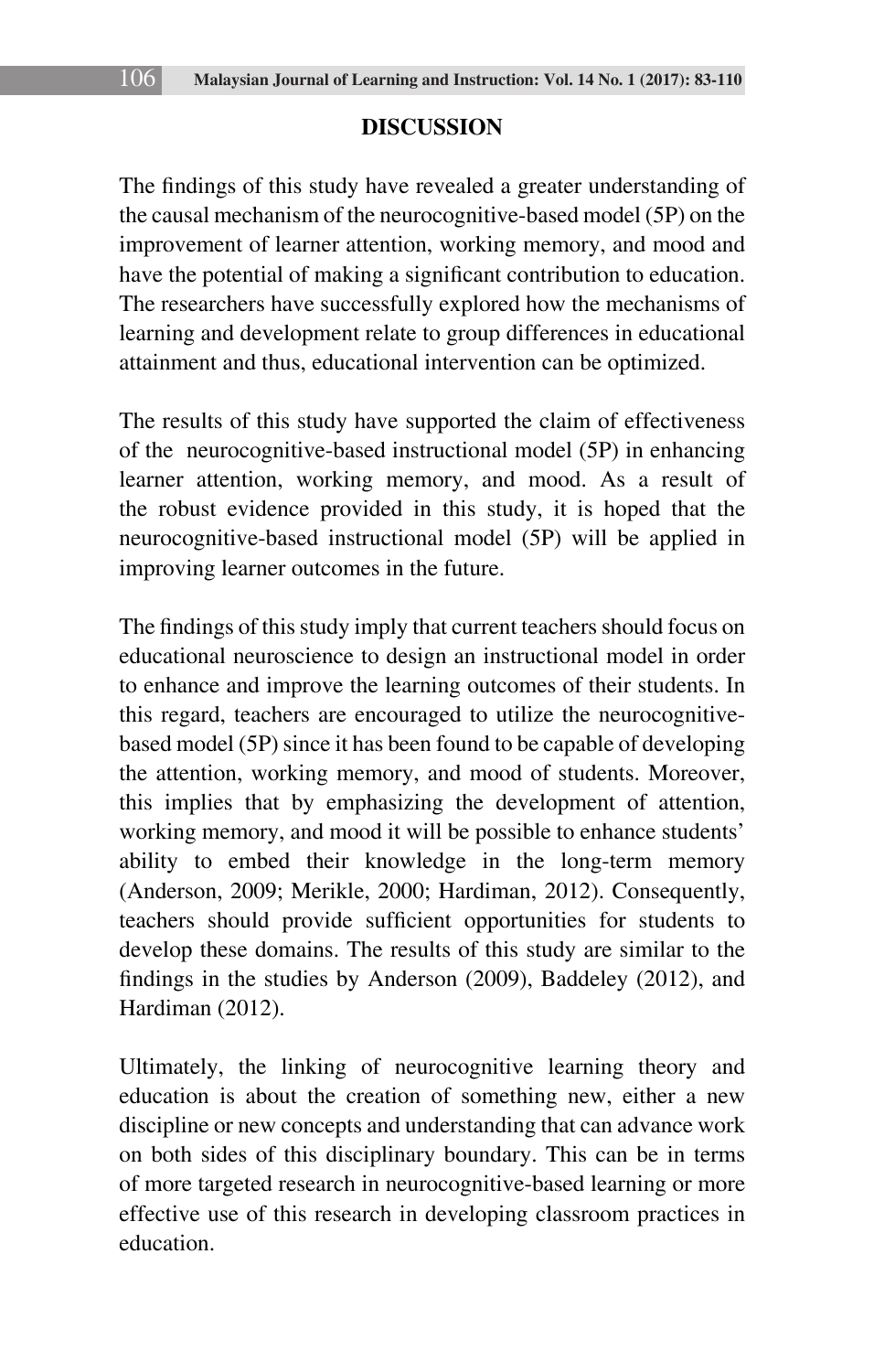## DISCUSSION

The findings of this study have revealed a greater understanding of the causal mechanism of the neurocognitive-based model (5P) on the improvement of learner attention, working memory, and mood and have the potential of making a significant contribution to education. The researchers have successfully explored how the mechanisms of learning and development relate to group differences in educational attainment and thus, educational intervention can be optimized.

The results of this study have supported the claim of effectiveness of the neurocognitive-based instructional model (5P) in enhancing learner attention, working memory, and mood. As a result of the robust evidence provided in this study, it is hoped that the neurocognitive-based instructional model (5P) will be applied in improving learner outcomes in the future.

The findings of this study imply that current teachers should focus on educational neuroscience to design an instructional model in order to enhance and improve the learning outcomes of their students. In this regard, teachers are encouraged to utilize the neurocognitive-based model (5P) since it has been found to be capable of developing the attention, working memory, and mood of students. Moreover, this implies that by emphasizing the development of attention, working memory, and mood it will be possible to enhance students' ability to embed their knowledge in the long-term memory (Anderson, 2009; Merikle, 2000; Hardiman, 2012). Consequently, teachers should provide sufficient opportunities for students to develop these domains. The results of this study are similar to the findings in the studies by Anderson (2009), Baddeley (2012), and Hardiman (2012).

Ultimately, the linking of neurocognitive learning theory and education is about the creation of something new, either a new discipline or new concepts and understanding that can advance work on both sides of this disciplinary boundary. This can be in terms of more targeted research in neurocognitive-based learning or more effective use of this research in developing classroom practices in education.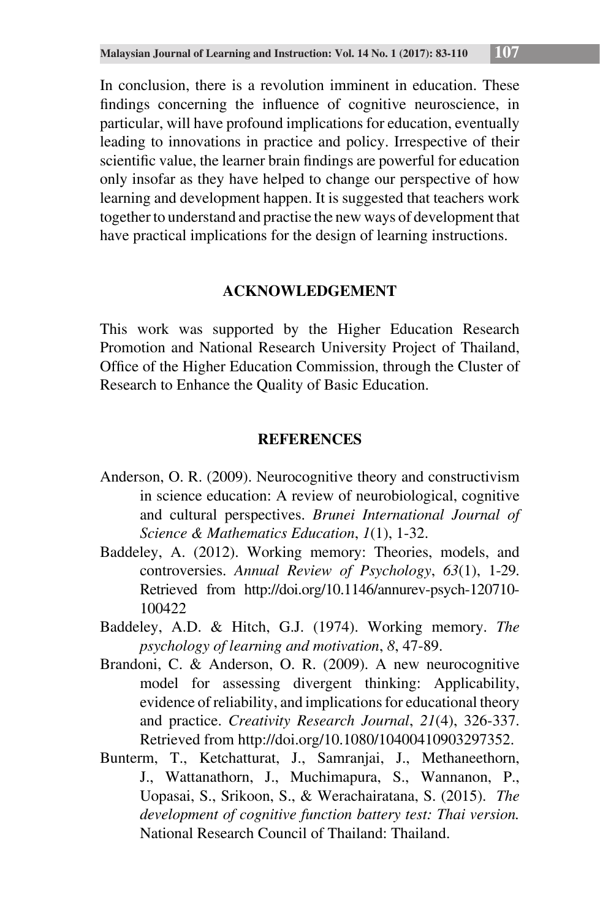In conclusion, there is a revolution imminent in education. These findings concerning the influence of cognitive neuroscience, in particular, will have profound implications for education, eventually leading to innovations in practice and policy. Irrespective of their scientific value, the learner brain findings are powerful for education only insofar as they have helped to change our perspective of how learning and development happen. It is suggested that teachers work together to understand and practise the new ways of development that have practical implications for the design of learning instructions.

## ACKNOWLEDGEMENT

This work was supported by the Higher Education Research Promotion and National Research University Project of Thailand, Office of the Higher Education Commission, through the Cluster of Research to Enhance the Quality of Basic Education.

## REFERENCES

Anderson, O. R. (2009). Neurocognitive theory and constructivism in science education: A review of neurobiological, cognitive and cultural perspectives. *Brunei International Journal of Science & Mathematics Education*, *1*(1), 1-32.

Baddeley, A. (2012). Working memory: Theories, models, and controversies. *Annual Review of Psychology*, *63*(1), 1-29. Retrieved from http://doi.org/10.1146/annurev-psych-120710-100422

Baddeley, A.D. & Hitch, G.J. (1974). Working memory. *The psychology of learning and motivation*, *8*, 47-89.

Brandoni, C. & Anderson, O. R. (2009). A new neurocognitive model for assessing divergent thinking: Applicability, evidence of reliability, and implications for educational theory and practice. *Creativity Research Journal*, *21*(4), 326-337. Retrieved from http://doi.org/10.1080/10400410903297352.

Bunterm, T., Ketchatturat, J., Samranjai, J., Methaneethorn, J., Wattanathorn, J., Muchimapura, S., Wannanon, P., Uopasai, S., Srikoon, S., & Werachairatana, S. (2015). *The development of cognitive function battery test: Thai version.* National Research Council of Thailand: Thailand.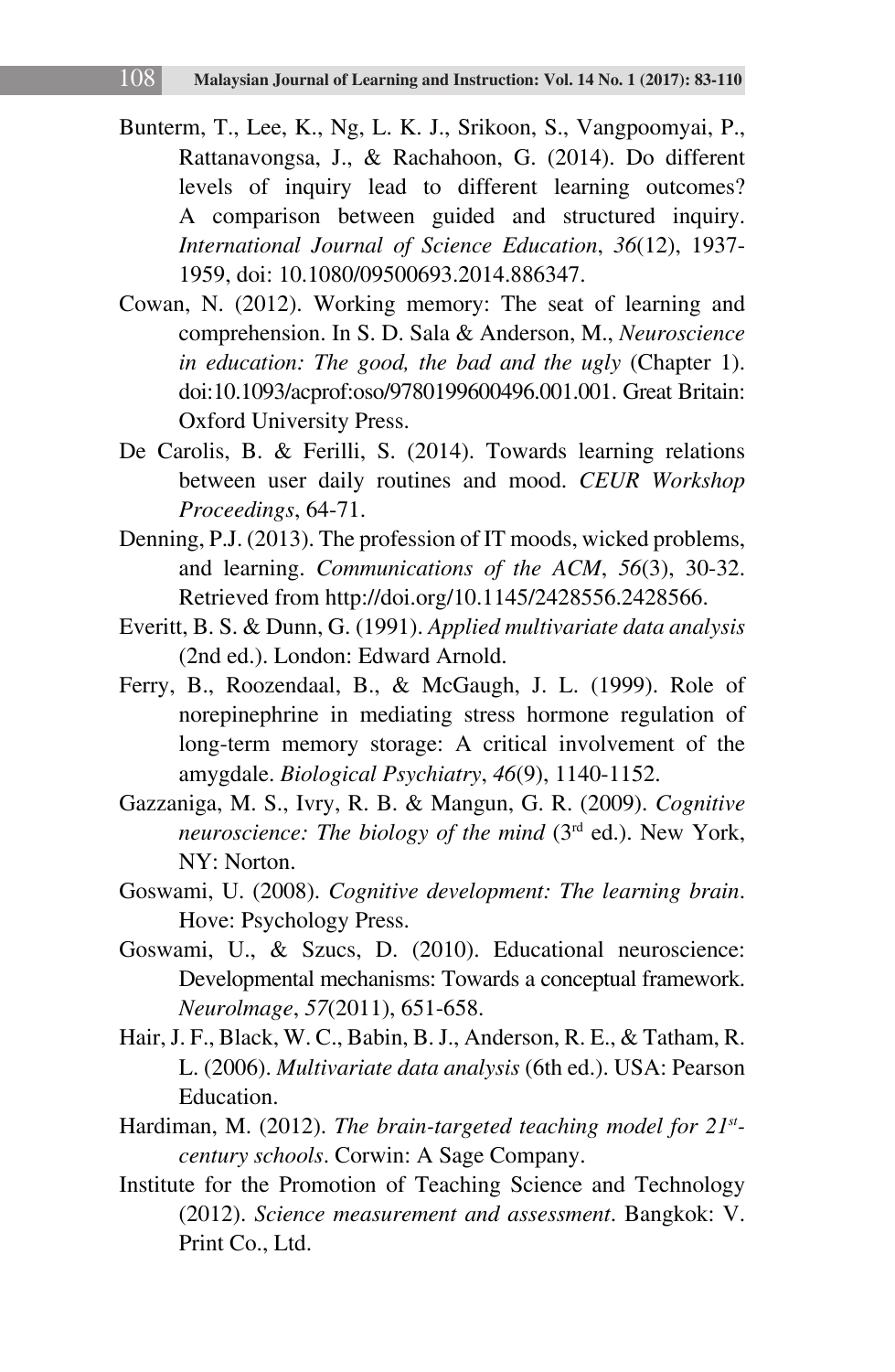Bunterm, T., Lee, K., Ng, L. K. J., Srikoon, S., Vangpoomyai, P., Rattanavongsa, J., & Rachahoon, G. (2014). Do different levels of inquiry lead to different learning outcomes? A comparison between guided and structured inquiry. *International Journal of Science Education*, *36*(12), 1937-1959, doi: 10.1080/09500693.2014.886347.

Cowan, N. (2012). Working memory: The seat of learning and comprehension. In S. D. Sala & Anderson, M., *Neuroscience in education: The good, the bad and the ugly* (Chapter 1). doi:10.1093/acprof:oso/9780199600496.001.001. Great Britain: Oxford University Press.

De Carolis, B. & Ferilli, S. (2014). Towards learning relations between user daily routines and mood. *CEUR Workshop Proceedings*, 64-71.

Denning, P.J. (2013). The profession of IT moods, wicked problems, and learning. *Communications of the ACM*, *56*(3), 30-32. Retrieved from http://doi.org/10.1145/2428556.2428566.

Everitt, B. S. & Dunn, G. (1991). *Applied multivariate data analysis* (2nd ed.). London: Edward Arnold.

Ferry, B., Roozendaal, B., & McGaugh, J. L. (1999). Role of norepinephrine in mediating stress hormone regulation of long-term memory storage: A critical involvement of the amygdale. *Biological Psychiatry*, *46*(9), 1140-1152.

Gazzaniga, M. S., Ivry, R. B. & Mangun, G. R. (2009). *Cognitive neuroscience: The biology of the mind* (3rd ed.). New York, NY: Norton.

Goswami, U. (2008). *Cognitive development: The learning brain*. Hove: Psychology Press.

Goswami, U., & Szucs, D. (2010). Educational neuroscience: Developmental mechanisms: Towards a conceptual framework. *NeuroImage*, *57*(2011), 651-658.

Hair, J. F., Black, W. C., Babin, B. J., Anderson, R. E., & Tatham, R. L. (2006). *Multivariate data analysis* (6th ed.). USA: Pearson Education.

Hardiman, M. (2012). *The brain-targeted teaching model for 21st-century schools*. Corwin: A Sage Company.

Institute for the Promotion of Teaching Science and Technology (2012). *Science measurement and assessment*. Bangkok: V. Print Co., Ltd.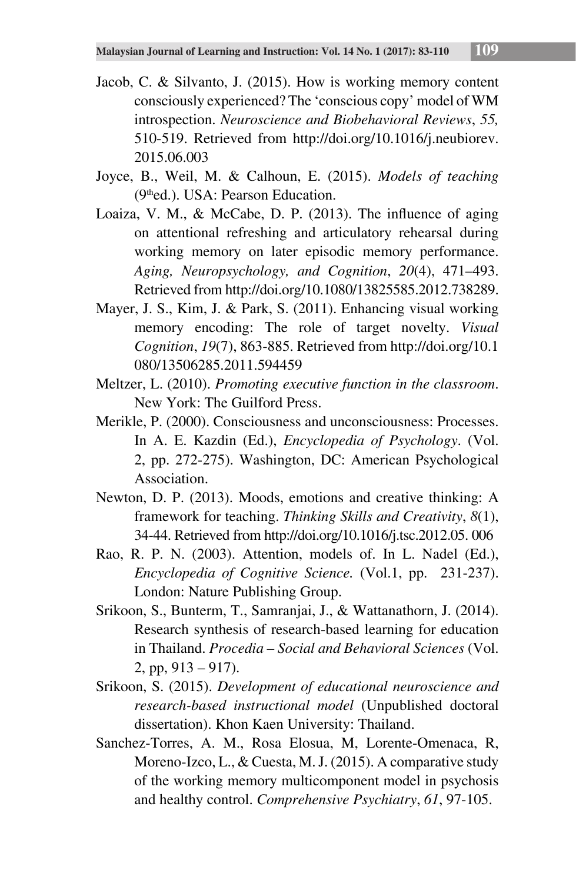Jacob, C. & Silvanto, J. (2015). How is working memory content consciously experienced? The 'conscious copy' model of WM introspection. *Neuroscience and Biobehavioral Reviews*, *55,* 510-519. Retrieved from http://doi.org/10.1016/j.neubiorev.2015.06.003

Joyce, B., Weil, M. & Calhoun, E. (2015). *Models of teaching* (9th ed.). USA: Pearson Education.

Loaiza, V. M., & McCabe, D. P. (2013). The influence of aging on attentional refreshing and articulatory rehearsal during working memory on later episodic memory performance. *Aging, Neuropsychology, and Cognition*, *20*(4), 471–493. Retrieved from http://doi.org/10.1080/13825585.2012.738289.

Mayer, J. S., Kim, J. & Park, S. (2011). Enhancing visual working memory encoding: The role of target novelty. *Visual Cognition*, *19*(7), 863-885. Retrieved from http://doi.org/10.1080/13506285.2011.594459

Meltzer, L. (2010). *Promoting executive function in the classroom*. New York: The Guilford Press.

Merikle, P. (2000). Consciousness and unconsciousness: Processes. In A. E. Kazdin (Ed.), *Encyclopedia of Psychology*. (Vol. 2, pp. 272-275). Washington, DC: American Psychological Association.

Newton, D. P. (2013). Moods, emotions and creative thinking: A framework for teaching. *Thinking Skills and Creativity*, *8*(1), 34-44. Retrieved from http://doi.org/10.1016/j.tsc.2012.05. 006

Rao, R. P. N. (2003). Attention, models of. In L. Nadel (Ed.), *Encyclopedia of Cognitive Science.* (Vol.1, pp. 231-237). London: Nature Publishing Group.

Srikoon, S., Bunterm, T., Samranjai, J., & Wattanathorn, J. (2014). Research synthesis of research-based learning for education in Thailand. *Procedia – Social and Behavioral Sciences* (Vol. 2, pp, 913 – 917).

Srikoon, S. (2015). *Development of educational neuroscience and research-based instructional model* (Unpublished doctoral dissertation). Khon Kaen University: Thailand.

Sanchez-Torres, A. M., Rosa Elosua, M, Lorente-Omenaca, R, Moreno-Izco, L., & Cuesta, M. J. (2015). A comparative study of the working memory multicomponent model in psychosis and healthy control. *Comprehensive Psychiatry*, *61*, 97-105.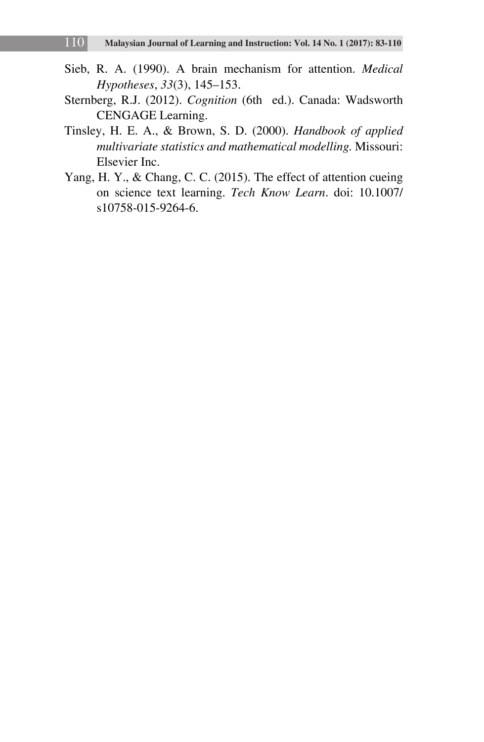Sieb, R. A. (1990). A brain mechanism for attention. *Medical Hypotheses*, *33*(3), 145–153.

Sternberg, R.J. (2012). *Cognition* (6th ed.). Canada: Wadsworth CENGAGE Learning.

Tinsley, H. E. A., & Brown, S. D. (2000). *Handbook of applied multivariate statistics and mathematical modelling.* Missouri: Elsevier Inc.

Yang, H. Y., & Chang, C. C. (2015). The effect of attention cueing on science text learning. *Tech Know Learn*. doi: 10.1007/s10758-015-9264-6.